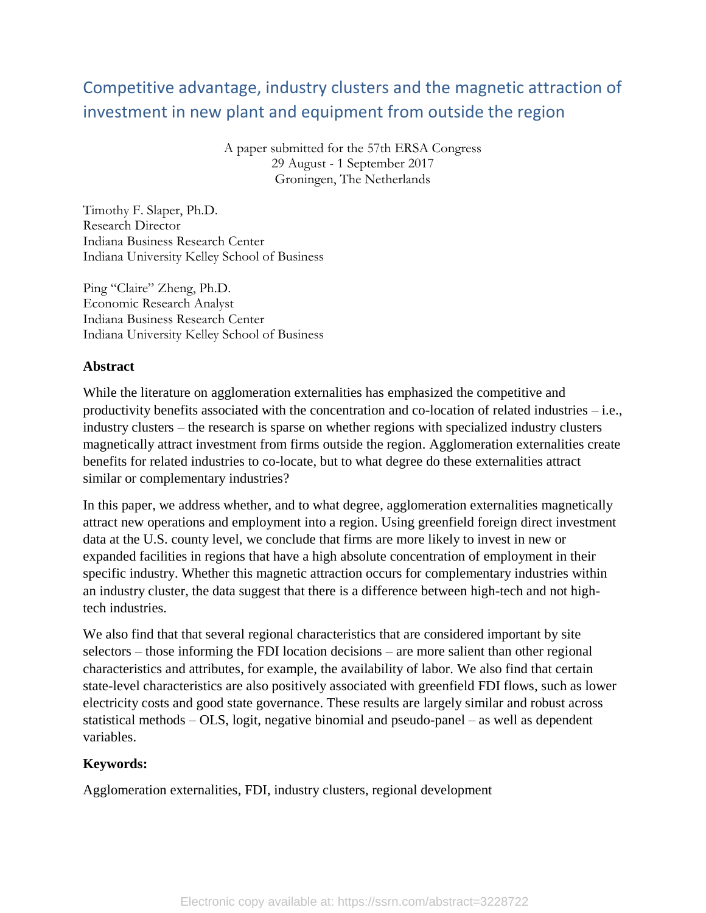# Competitive advantage, industry clusters and the magnetic attraction of investment in new plant and equipment from outside the region

A paper submitted for the 57th ERSA Congress
29 August - 1 September 2017
Groningen, The Netherlands

Timothy F. Slaper, Ph.D.
Research Director
Indiana Business Research Center
Indiana University Kelley School of Business

Ping "Claire" Zheng, Ph.D.
Economic Research Analyst
Indiana Business Research Center
Indiana University Kelley School of Business

**Abstract**

While the literature on agglomeration externalities has emphasized the competitive and productivity benefits associated with the concentration and co-location of related industries – i.e., industry clusters – the research is sparse on whether regions with specialized industry clusters magnetically attract investment from firms outside the region. Agglomeration externalities create benefits for related industries to co-locate, but to what degree do these externalities attract similar or complementary industries?

In this paper, we address whether, and to what degree, agglomeration externalities magnetically attract new operations and employment into a region. Using greenfield foreign direct investment data at the U.S. county level, we conclude that firms are more likely to invest in new or expanded facilities in regions that have a high absolute concentration of employment in their specific industry. Whether this magnetic attraction occurs for complementary industries within an industry cluster, the data suggest that there is a difference between high-tech and not high-tech industries.

We also find that that several regional characteristics that are considered important by site selectors – those informing the FDI location decisions – are more salient than other regional characteristics and attributes, for example, the availability of labor. We also find that certain state-level characteristics are also positively associated with greenfield FDI flows, such as lower electricity costs and good state governance. These results are largely similar and robust across statistical methods – OLS, logit, negative binomial and pseudo-panel – as well as dependent variables.

**Keywords:**

Agglomeration externalities, FDI, industry clusters, regional development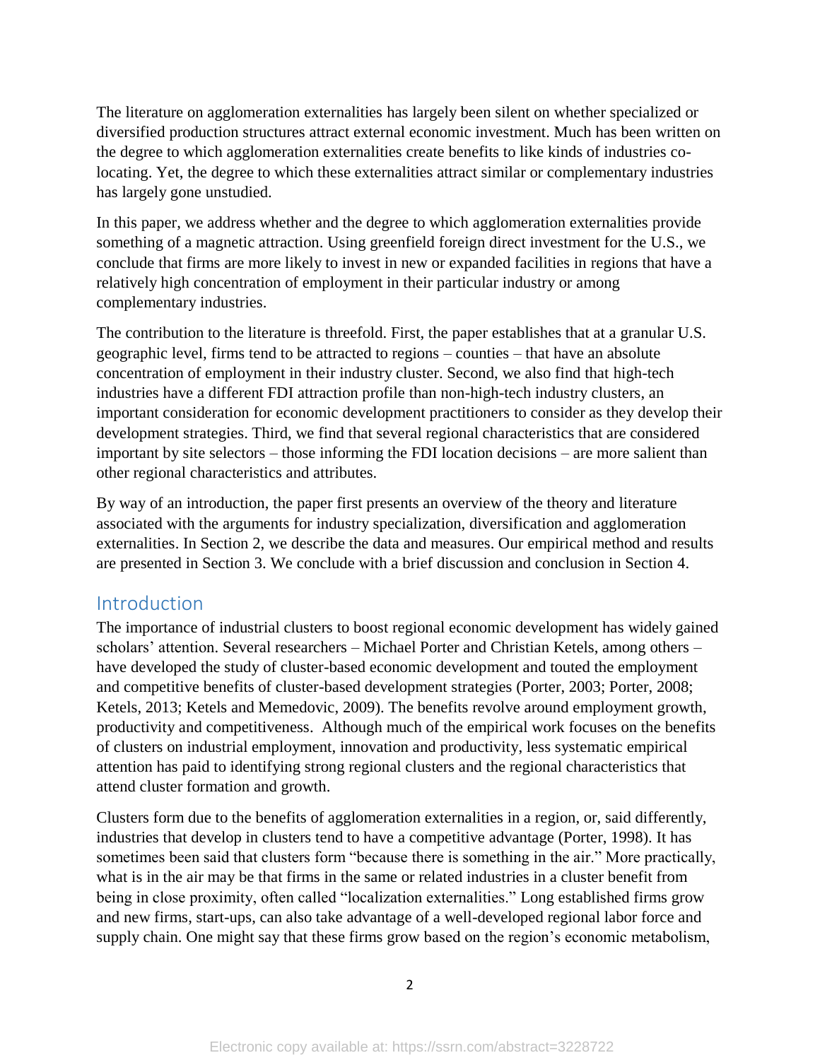The literature on agglomeration externalities has largely been silent on whether specialized or diversified production structures attract external economic investment. Much has been written on the degree to which agglomeration externalities create benefits to like kinds of industries co-locating. Yet, the degree to which these externalities attract similar or complementary industries has largely gone unstudied.

In this paper, we address whether and the degree to which agglomeration externalities provide something of a magnetic attraction. Using greenfield foreign direct investment for the U.S., we conclude that firms are more likely to invest in new or expanded facilities in regions that have a relatively high concentration of employment in their particular industry or among complementary industries.

The contribution to the literature is threefold. First, the paper establishes that at a granular U.S. geographic level, firms tend to be attracted to regions – counties – that have an absolute concentration of employment in their industry cluster. Second, we also find that high-tech industries have a different FDI attraction profile than non-high-tech industry clusters, an important consideration for economic development practitioners to consider as they develop their development strategies. Third, we find that several regional characteristics that are considered important by site selectors – those informing the FDI location decisions – are more salient than other regional characteristics and attributes.

By way of an introduction, the paper first presents an overview of the theory and literature associated with the arguments for industry specialization, diversification and agglomeration externalities. In Section 2, we describe the data and measures. Our empirical method and results are presented in Section 3. We conclude with a brief discussion and conclusion in Section 4.

## Introduction

The importance of industrial clusters to boost regional economic development has widely gained scholars' attention. Several researchers – Michael Porter and Christian Ketels, among others – have developed the study of cluster-based economic development and touted the employment and competitive benefits of cluster-based development strategies (Porter, 2003; Porter, 2008; Ketels, 2013; Ketels and Memedovic, 2009). The benefits revolve around employment growth, productivity and competitiveness. Although much of the empirical work focuses on the benefits of clusters on industrial employment, innovation and productivity, less systematic empirical attention has paid to identifying strong regional clusters and the regional characteristics that attend cluster formation and growth.

Clusters form due to the benefits of agglomeration externalities in a region, or, said differently, industries that develop in clusters tend to have a competitive advantage (Porter, 1998). It has sometimes been said that clusters form "because there is something in the air." More practically, what is in the air may be that firms in the same or related industries in a cluster benefit from being in close proximity, often called "localization externalities." Long established firms grow and new firms, start-ups, can also take advantage of a well-developed regional labor force and supply chain. One might say that these firms grow based on the region's economic metabolism,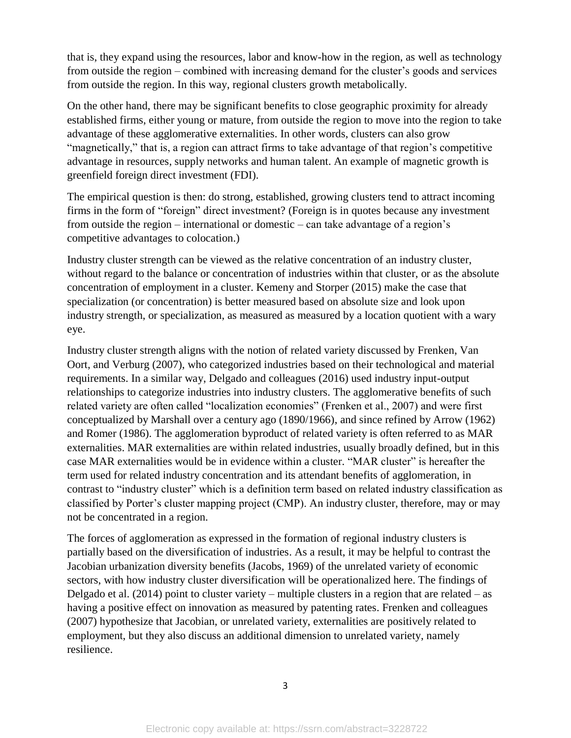that is, they expand using the resources, labor and know-how in the region, as well as technology from outside the region – combined with increasing demand for the cluster's goods and services from outside the region. In this way, regional clusters growth metabolically.

On the other hand, there may be significant benefits to close geographic proximity for already established firms, either young or mature, from outside the region to move into the region to take advantage of these agglomerative externalities. In other words, clusters can also grow "magnetically," that is, a region can attract firms to take advantage of that region's competitive advantage in resources, supply networks and human talent. An example of magnetic growth is greenfield foreign direct investment (FDI).

The empirical question is then: do strong, established, growing clusters tend to attract incoming firms in the form of "foreign" direct investment? (Foreign is in quotes because any investment from outside the region – international or domestic – can take advantage of a region's competitive advantages to colocation.)

Industry cluster strength can be viewed as the relative concentration of an industry cluster, without regard to the balance or concentration of industries within that cluster, or as the absolute concentration of employment in a cluster. Kemeny and Storper (2015) make the case that specialization (or concentration) is better measured based on absolute size and look upon industry strength, or specialization, as measured as measured by a location quotient with a wary eye.

Industry cluster strength aligns with the notion of related variety discussed by Frenken, Van Oort, and Verburg (2007), who categorized industries based on their technological and material requirements. In a similar way, Delgado and colleagues (2016) used industry input-output relationships to categorize industries into industry clusters. The agglomerative benefits of such related variety are often called "localization economies" (Frenken et al., 2007) and were first conceptualized by Marshall over a century ago (1890/1966), and since refined by Arrow (1962) and Romer (1986). The agglomeration byproduct of related variety is often referred to as MAR externalities. MAR externalities are within related industries, usually broadly defined, but in this case MAR externalities would be in evidence within a cluster. "MAR cluster" is hereafter the term used for related industry concentration and its attendant benefits of agglomeration, in contrast to "industry cluster" which is a definition term based on related industry classification as classified by Porter's cluster mapping project (CMP). An industry cluster, therefore, may or may not be concentrated in a region.

The forces of agglomeration as expressed in the formation of regional industry clusters is partially based on the diversification of industries. As a result, it may be helpful to contrast the Jacobian urbanization diversity benefits (Jacobs, 1969) of the unrelated variety of economic sectors, with how industry cluster diversification will be operationalized here. The findings of Delgado et al. (2014) point to cluster variety – multiple clusters in a region that are related – as having a positive effect on innovation as measured by patenting rates. Frenken and colleagues (2007) hypothesize that Jacobian, or unrelated variety, externalities are positively related to employment, but they also discuss an additional dimension to unrelated variety, namely resilience.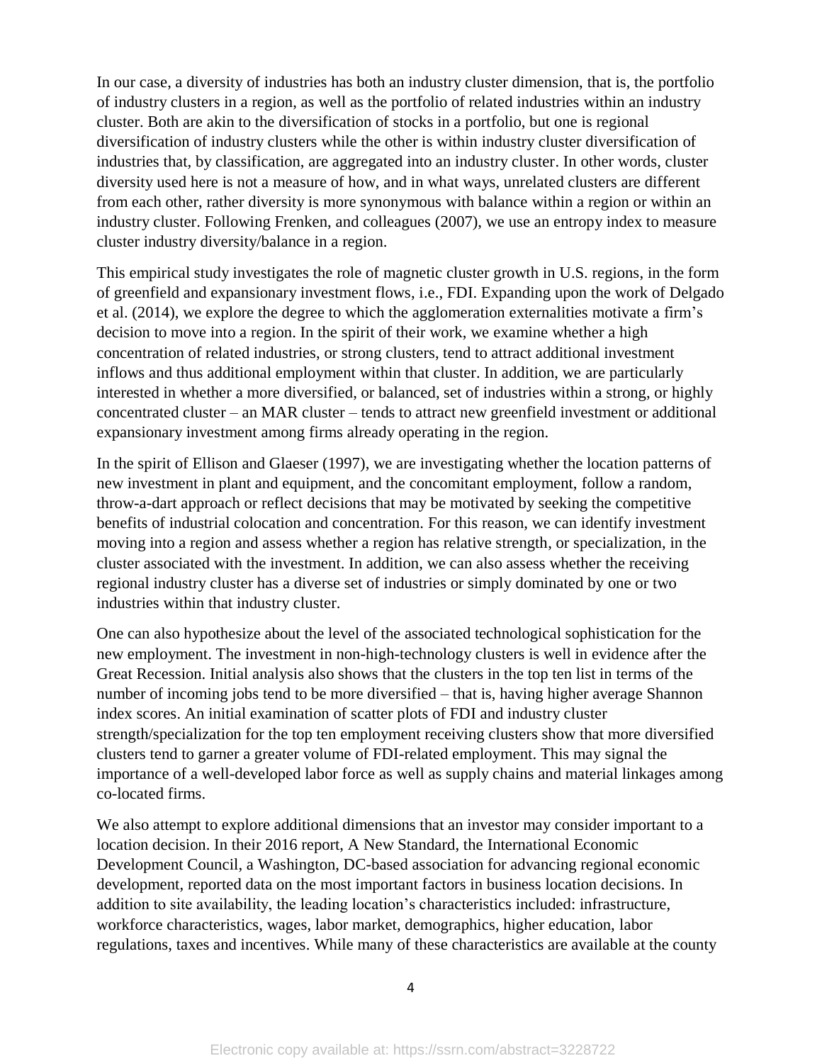In our case, a diversity of industries has both an industry cluster dimension, that is, the portfolio of industry clusters in a region, as well as the portfolio of related industries within an industry cluster. Both are akin to the diversification of stocks in a portfolio, but one is regional diversification of industry clusters while the other is within industry cluster diversification of industries that, by classification, are aggregated into an industry cluster. In other words, cluster diversity used here is not a measure of how, and in what ways, unrelated clusters are different from each other, rather diversity is more synonymous with balance within a region or within an industry cluster. Following Frenken, and colleagues (2007), we use an entropy index to measure cluster industry diversity/balance in a region.

This empirical study investigates the role of magnetic cluster growth in U.S. regions, in the form of greenfield and expansionary investment flows, i.e., FDI. Expanding upon the work of Delgado et al. (2014), we explore the degree to which the agglomeration externalities motivate a firm's decision to move into a region. In the spirit of their work, we examine whether a high concentration of related industries, or strong clusters, tend to attract additional investment inflows and thus additional employment within that cluster. In addition, we are particularly interested in whether a more diversified, or balanced, set of industries within a strong, or highly concentrated cluster – an MAR cluster – tends to attract new greenfield investment or additional expansionary investment among firms already operating in the region.

In the spirit of Ellison and Glaeser (1997), we are investigating whether the location patterns of new investment in plant and equipment, and the concomitant employment, follow a random, throw-a-dart approach or reflect decisions that may be motivated by seeking the competitive benefits of industrial colocation and concentration. For this reason, we can identify investment moving into a region and assess whether a region has relative strength, or specialization, in the cluster associated with the investment. In addition, we can also assess whether the receiving regional industry cluster has a diverse set of industries or simply dominated by one or two industries within that industry cluster.

One can also hypothesize about the level of the associated technological sophistication for the new employment. The investment in non-high-technology clusters is well in evidence after the Great Recession. Initial analysis also shows that the clusters in the top ten list in terms of the number of incoming jobs tend to be more diversified – that is, having higher average Shannon index scores. An initial examination of scatter plots of FDI and industry cluster strength/specialization for the top ten employment receiving clusters show that more diversified clusters tend to garner a greater volume of FDI-related employment. This may signal the importance of a well-developed labor force as well as supply chains and material linkages among co-located firms.

We also attempt to explore additional dimensions that an investor may consider important to a location decision. In their 2016 report, A New Standard, the International Economic Development Council, a Washington, DC-based association for advancing regional economic development, reported data on the most important factors in business location decisions. In addition to site availability, the leading location's characteristics included: infrastructure, workforce characteristics, wages, labor market, demographics, higher education, labor regulations, taxes and incentives. While many of these characteristics are available at the county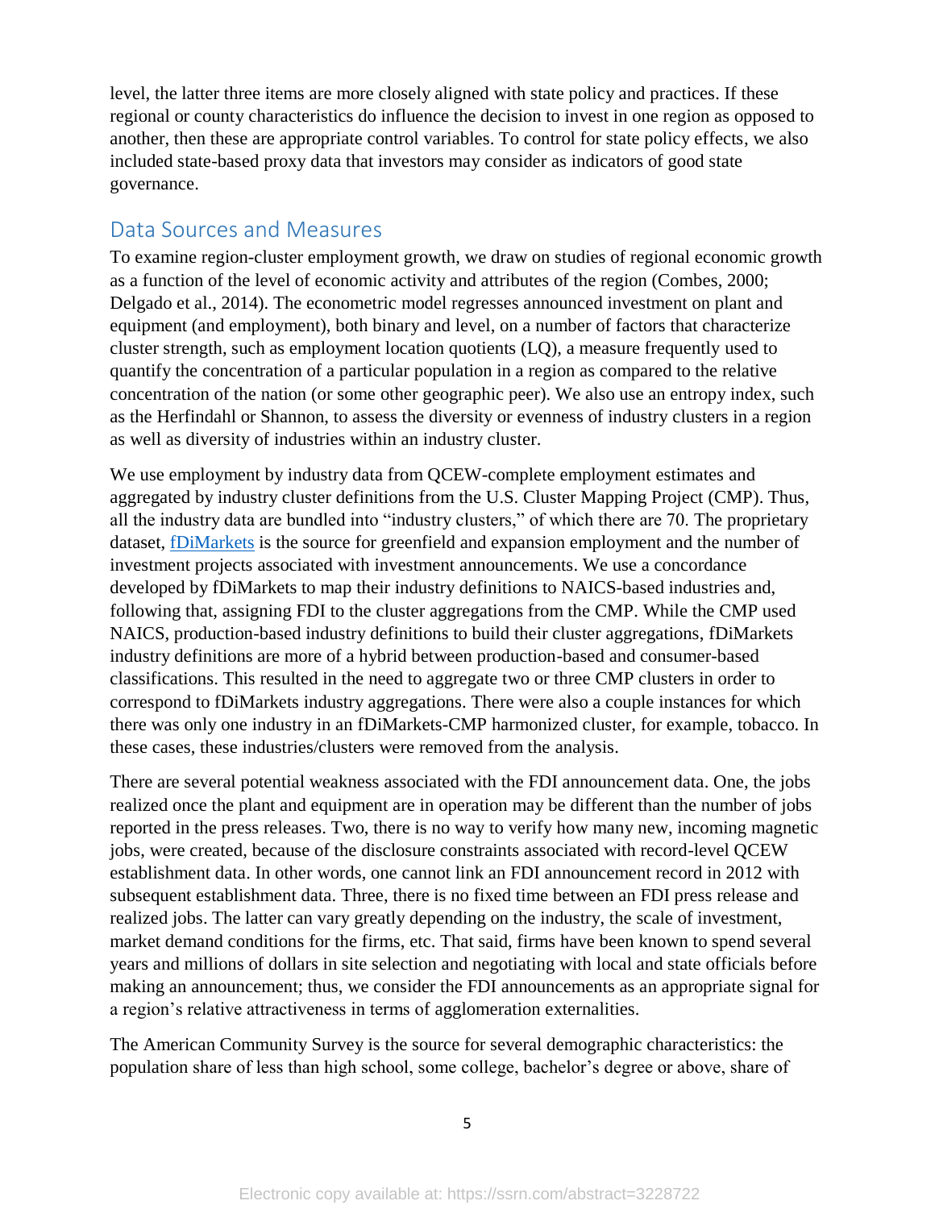level, the latter three items are more closely aligned with state policy and practices. If these regional or county characteristics do influence the decision to invest in one region as opposed to another, then these are appropriate control variables. To control for state policy effects, we also included state-based proxy data that investors may consider as indicators of good state governance.

## Data Sources and Measures

To examine region-cluster employment growth, we draw on studies of regional economic growth as a function of the level of economic activity and attributes of the region (Combes, 2000; Delgado et al., 2014). The econometric model regresses announced investment on plant and equipment (and employment), both binary and level, on a number of factors that characterize cluster strength, such as employment location quotients (LQ), a measure frequently used to quantify the concentration of a particular population in a region as compared to the relative concentration of the nation (or some other geographic peer). We also use an entropy index, such as the Herfindahl or Shannon, to assess the diversity or evenness of industry clusters in a region as well as diversity of industries within an industry cluster.

We use employment by industry data from QCEW-complete employment estimates and aggregated by industry cluster definitions from the U.S. Cluster Mapping Project (CMP). Thus, all the industry data are bundled into "industry clusters," of which there are 70. The proprietary dataset, fDiMarkets is the source for greenfield and expansion employment and the number of investment projects associated with investment announcements. We use a concordance developed by fDiMarkets to map their industry definitions to NAICS-based industries and, following that, assigning FDI to the cluster aggregations from the CMP. While the CMP used NAICS, production-based industry definitions to build their cluster aggregations, fDiMarkets industry definitions are more of a hybrid between production-based and consumer-based classifications. This resulted in the need to aggregate two or three CMP clusters in order to correspond to fDiMarkets industry aggregations. There were also a couple instances for which there was only one industry in an fDiMarkets-CMP harmonized cluster, for example, tobacco. In these cases, these industries/clusters were removed from the analysis.

There are several potential weakness associated with the FDI announcement data. One, the jobs realized once the plant and equipment are in operation may be different than the number of jobs reported in the press releases. Two, there is no way to verify how many new, incoming magnetic jobs, were created, because of the disclosure constraints associated with record-level QCEW establishment data. In other words, one cannot link an FDI announcement record in 2012 with subsequent establishment data. Three, there is no fixed time between an FDI press release and realized jobs. The latter can vary greatly depending on the industry, the scale of investment, market demand conditions for the firms, etc. That said, firms have been known to spend several years and millions of dollars in site selection and negotiating with local and state officials before making an announcement; thus, we consider the FDI announcements as an appropriate signal for a region's relative attractiveness in terms of agglomeration externalities.

The American Community Survey is the source for several demographic characteristics: the population share of less than high school, some college, bachelor's degree or above, share of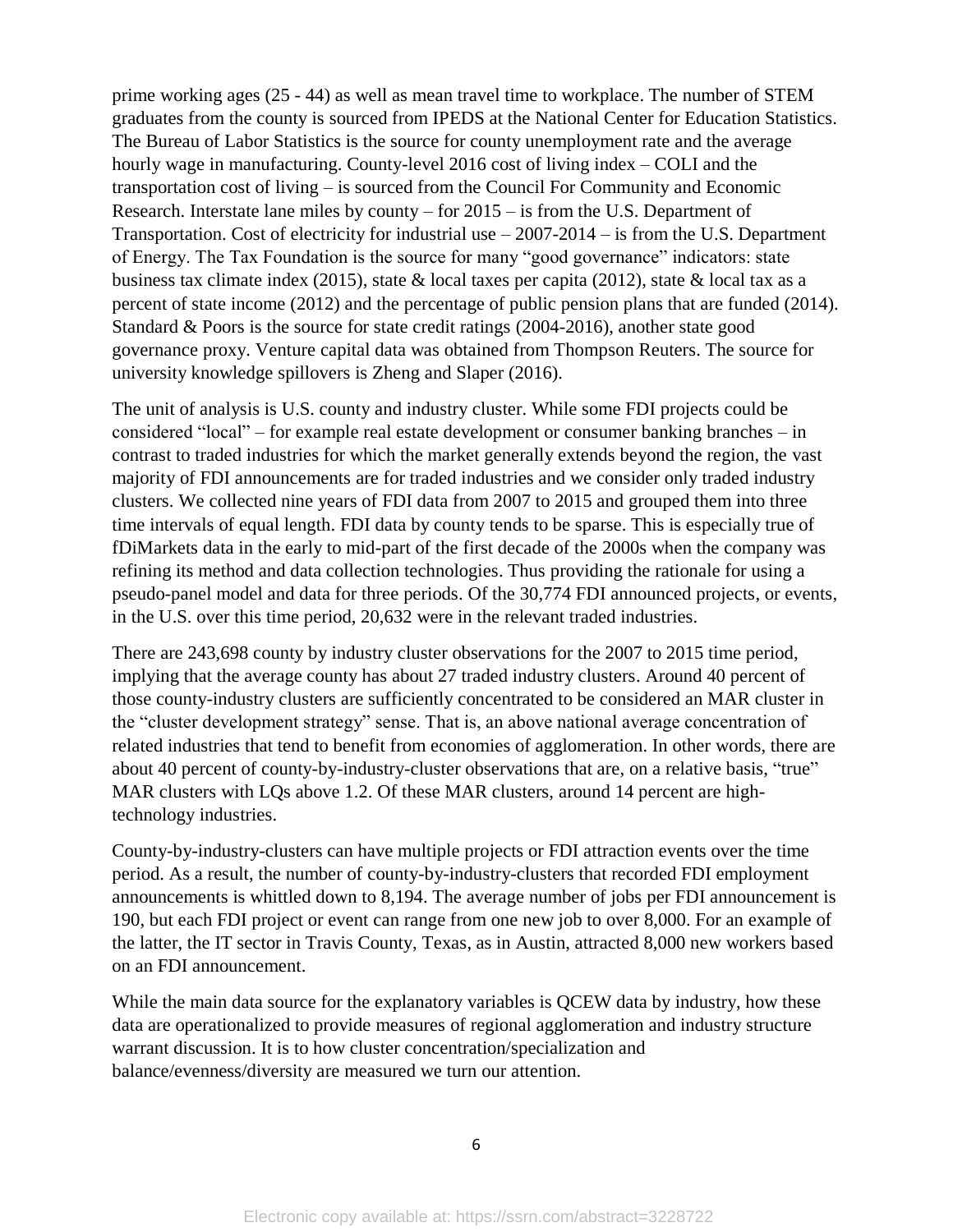prime working ages (25 - 44) as well as mean travel time to workplace. The number of STEM graduates from the county is sourced from IPEDS at the National Center for Education Statistics. The Bureau of Labor Statistics is the source for county unemployment rate and the average hourly wage in manufacturing. County-level 2016 cost of living index – COLI and the transportation cost of living – is sourced from the Council For Community and Economic Research. Interstate lane miles by county – for 2015 – is from the U.S. Department of Transportation. Cost of electricity for industrial use – 2007-2014 – is from the U.S. Department of Energy. The Tax Foundation is the source for many "good governance" indicators: state business tax climate index (2015), state & local taxes per capita (2012), state & local tax as a percent of state income (2012) and the percentage of public pension plans that are funded (2014). Standard & Poors is the source for state credit ratings (2004-2016), another state good governance proxy. Venture capital data was obtained from Thompson Reuters. The source for university knowledge spillovers is Zheng and Slaper (2016).

The unit of analysis is U.S. county and industry cluster. While some FDI projects could be considered "local" – for example real estate development or consumer banking branches – in contrast to traded industries for which the market generally extends beyond the region, the vast majority of FDI announcements are for traded industries and we consider only traded industry clusters. We collected nine years of FDI data from 2007 to 2015 and grouped them into three time intervals of equal length. FDI data by county tends to be sparse. This is especially true of fDiMarkets data in the early to mid-part of the first decade of the 2000s when the company was refining its method and data collection technologies. Thus providing the rationale for using a pseudo-panel model and data for three periods. Of the 30,774 FDI announced projects, or events, in the U.S. over this time period, 20,632 were in the relevant traded industries.

There are 243,698 county by industry cluster observations for the 2007 to 2015 time period, implying that the average county has about 27 traded industry clusters. Around 40 percent of those county-industry clusters are sufficiently concentrated to be considered an MAR cluster in the "cluster development strategy" sense. That is, an above national average concentration of related industries that tend to benefit from economies of agglomeration. In other words, there are about 40 percent of county-by-industry-cluster observations that are, on a relative basis, "true" MAR clusters with LQs above 1.2. Of these MAR clusters, around 14 percent are high-technology industries.

County-by-industry-clusters can have multiple projects or FDI attraction events over the time period. As a result, the number of county-by-industry-clusters that recorded FDI employment announcements is whittled down to 8,194. The average number of jobs per FDI announcement is 190, but each FDI project or event can range from one new job to over 8,000. For an example of the latter, the IT sector in Travis County, Texas, as in Austin, attracted 8,000 new workers based on an FDI announcement.

While the main data source for the explanatory variables is QCEW data by industry, how these data are operationalized to provide measures of regional agglomeration and industry structure warrant discussion. It is to how cluster concentration/specialization and balance/evenness/diversity are measured we turn our attention.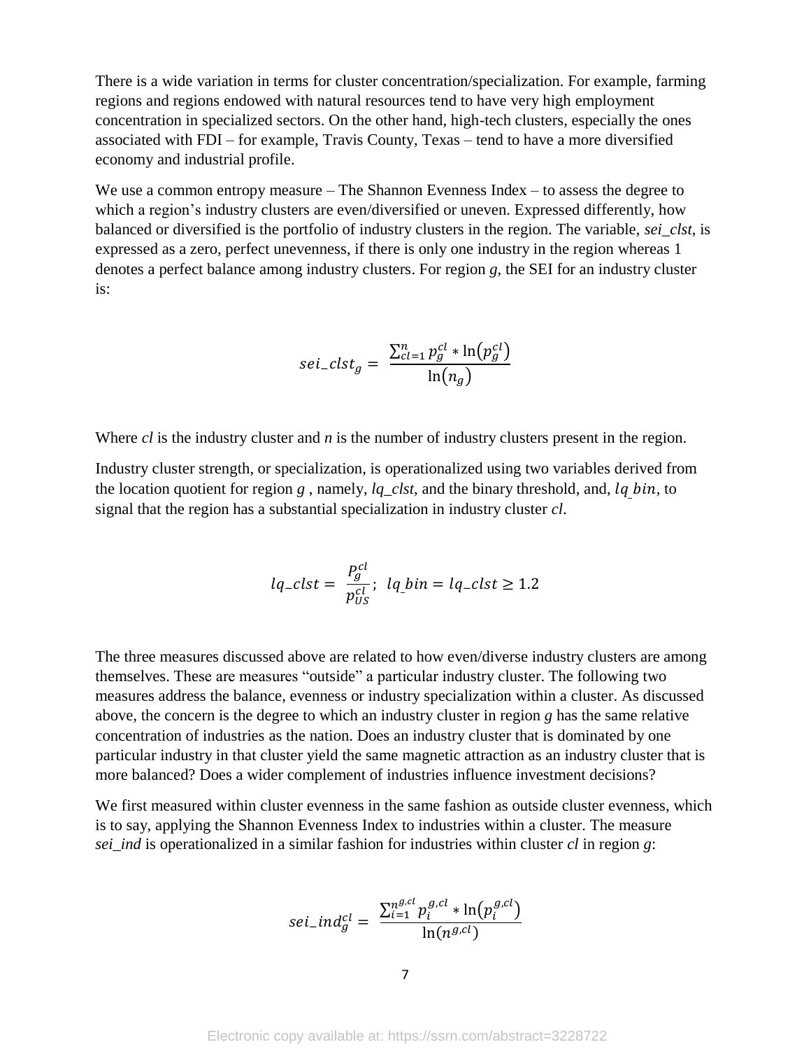There is a wide variation in terms for cluster concentration/specialization. For example, farming regions and regions endowed with natural resources tend to have very high employment concentration in specialized sectors. On the other hand, high-tech clusters, especially the ones associated with FDI – for example, Travis County, Texas – tend to have a more diversified economy and industrial profile.

We use a common entropy measure – The Shannon Evenness Index – to assess the degree to which a region's industry clusters are even/diversified or uneven. Expressed differently, how balanced or diversified is the portfolio of industry clusters in the region. The variable, *sei_clst*, is expressed as a zero, perfect unevenness, if there is only one industry in the region whereas 1 denotes a perfect balance among industry clusters. For region *g*, the SEI for an industry cluster is:

$$sei\_clst_g = \frac{\sum_{cl=1}^{n} p_g^{cl} * \ln\left(p_g^{cl}\right)}{\ln\left(n_g\right)}$$

Where *cl* is the industry cluster and *n* is the number of industry clusters present in the region.

Industry cluster strength, or specialization, is operationalized using two variables derived from the location quotient for region *g* , namely, *lq_clst*, and the binary threshold, and, $lq\_bin$, to signal that the region has a substantial specialization in industry cluster *cl*.

$$lq\_clst = \frac{P_g^{cl}}{p_{US}^{cl}};\;\; lq\_bin = lq\_clst \geq 1.2$$

The three measures discussed above are related to how even/diverse industry clusters are among themselves. These are measures "outside" a particular industry cluster. The following two measures address the balance, evenness or industry specialization within a cluster. As discussed above, the concern is the degree to which an industry cluster in region *g* has the same relative concentration of industries as the nation. Does an industry cluster that is dominated by one particular industry in that cluster yield the same magnetic attraction as an industry cluster that is more balanced? Does a wider complement of industries influence investment decisions?

We first measured within cluster evenness in the same fashion as outside cluster evenness, which is to say, applying the Shannon Evenness Index to industries within a cluster. The measure *sei_ind* is operationalized in a similar fashion for industries within cluster *cl* in region *g*:

$$sei\_ind_g^{cl} = \frac{\sum_{i=1}^{n^{g,cl}} p_i^{g,cl} * \ln\left(p_i^{g,cl}\right)}{\ln\left(n^{g,cl}\right)}$$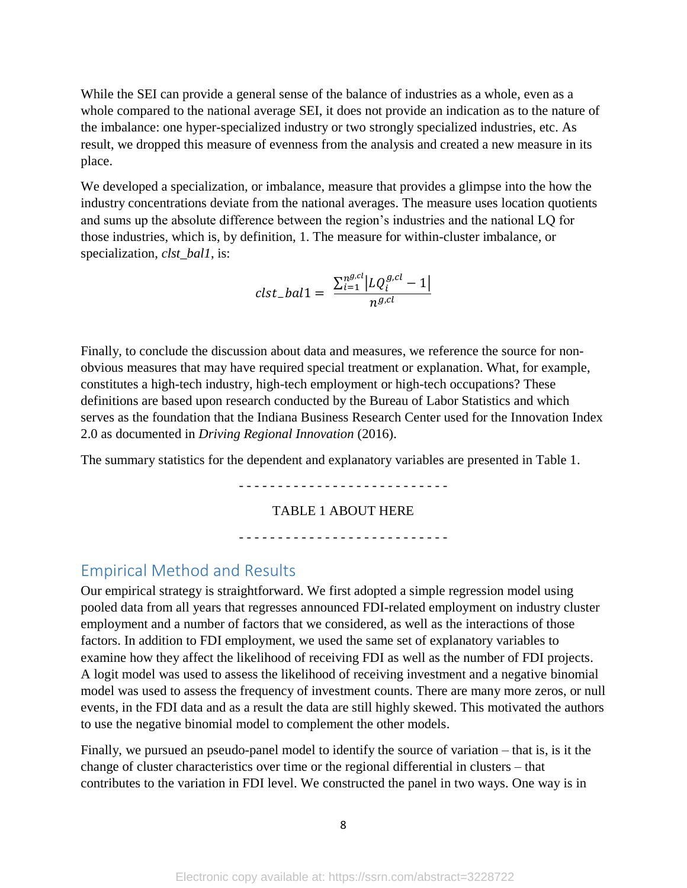While the SEI can provide a general sense of the balance of industries as a whole, even as a whole compared to the national average SEI, it does not provide an indication as to the nature of the imbalance: one hyper-specialized industry or two strongly specialized industries, etc. As result, we dropped this measure of evenness from the analysis and created a new measure in its place.

We developed a specialization, or imbalance, measure that provides a glimpse into the how the industry concentrations deviate from the national averages. The measure uses location quotients and sums up the absolute difference between the region's industries and the national LQ for those industries, which is, by definition, 1. The measure for within-cluster imbalance, or specialization, *clst_bal1*, is:

$$clst\_bal1 = \frac{\sum_{i=1}^{n^{g,cl}} \left| LQ_i^{g,cl} - 1 \right|}{n^{g,cl}}$$

Finally, to conclude the discussion about data and measures, we reference the source for non-obvious measures that may have required special treatment or explanation. What, for example, constitutes a high-tech industry, high-tech employment or high-tech occupations? These definitions are based upon research conducted by the Bureau of Labor Statistics and which serves as the foundation that the Indiana Business Research Center used for the Innovation Index 2.0 as documented in *Driving Regional Innovation* (2016).

The summary statistics for the dependent and explanatory variables are presented in Table 1.

\- - - - - - - - - - - - - - - - - - - - - - - - - - -

TABLE 1 ABOUT HERE

\- - - - - - - - - - - - - - - - - - - - - - - - - - -

## Empirical Method and Results

Our empirical strategy is straightforward. We first adopted a simple regression model using pooled data from all years that regresses announced FDI-related employment on industry cluster employment and a number of factors that we considered, as well as the interactions of those factors. In addition to FDI employment, we used the same set of explanatory variables to examine how they affect the likelihood of receiving FDI as well as the number of FDI projects. A logit model was used to assess the likelihood of receiving investment and a negative binomial model was used to assess the frequency of investment counts. There are many more zeros, or null events, in the FDI data and as a result the data are still highly skewed. This motivated the authors to use the negative binomial model to complement the other models.

Finally, we pursued an pseudo-panel model to identify the source of variation – that is, is it the change of cluster characteristics over time or the regional differential in clusters – that contributes to the variation in FDI level. We constructed the panel in two ways. One way is in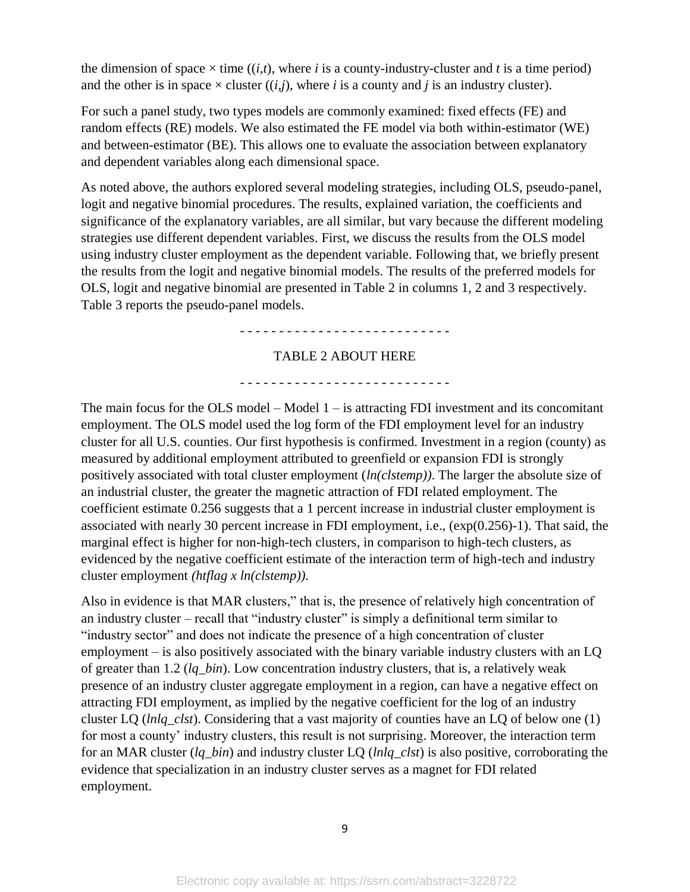the dimension of space × time ($(i,t)$, where $i$ is a county-industry-cluster and $t$ is a time period) and the other is in space × cluster ($(i,j)$, where $i$ is a county and $j$ is an industry cluster).

For such a panel study, two types models are commonly examined: fixed effects (FE) and random effects (RE) models. We also estimated the FE model via both within-estimator (WE) and between-estimator (BE). This allows one to evaluate the association between explanatory and dependent variables along each dimensional space.

As noted above, the authors explored several modeling strategies, including OLS, pseudo-panel, logit and negative binomial procedures. The results, explained variation, the coefficients and significance of the explanatory variables, are all similar, but vary because the different modeling strategies use different dependent variables. First, we discuss the results from the OLS model using industry cluster employment as the dependent variable. Following that, we briefly present the results from the logit and negative binomial models. The results of the preferred models for OLS, logit and negative binomial are presented in Table 2 in columns 1, 2 and 3 respectively. Table 3 reports the pseudo-panel models.

- - - - - - - - - - - - - - - - - - - - - - - - - -

TABLE 2 ABOUT HERE

- - - - - - - - - - - - - - - - - - - - - - - - - -

The main focus for the OLS model – Model 1 – is attracting FDI investment and its concomitant employment. The OLS model used the log form of the FDI employment level for an industry cluster for all U.S. counties. Our first hypothesis is confirmed. Investment in a region (county) as measured by additional employment attributed to greenfield or expansion FDI is strongly positively associated with total cluster employment (*ln(clstemp))*. The larger the absolute size of an industrial cluster, the greater the magnetic attraction of FDI related employment. The coefficient estimate 0.256 suggests that a 1 percent increase in industrial cluster employment is associated with nearly 30 percent increase in FDI employment, i.e., (exp(0.256)-1). That said, the marginal effect is higher for non-high-tech clusters, in comparison to high-tech clusters, as evidenced by the negative coefficient estimate of the interaction term of high-tech and industry cluster employment *(htflag x ln(clstemp)).*

Also in evidence is that MAR clusters," that is, the presence of relatively high concentration of an industry cluster – recall that "industry cluster" is simply a definitional term similar to "industry sector" and does not indicate the presence of a high concentration of cluster employment – is also positively associated with the binary variable industry clusters with an LQ of greater than 1.2 (*lq_bin*). Low concentration industry clusters, that is, a relatively weak presence of an industry cluster aggregate employment in a region, can have a negative effect on attracting FDI employment, as implied by the negative coefficient for the log of an industry cluster LQ (*lnlq_clst*). Considering that a vast majority of counties have an LQ of below one (1) for most a county' industry clusters, this result is not surprising. Moreover, the interaction term for an MAR cluster (*lq_bin*) and industry cluster LQ (*lnlq_clst*) is also positive, corroborating the evidence that specialization in an industry cluster serves as a magnet for FDI related employment.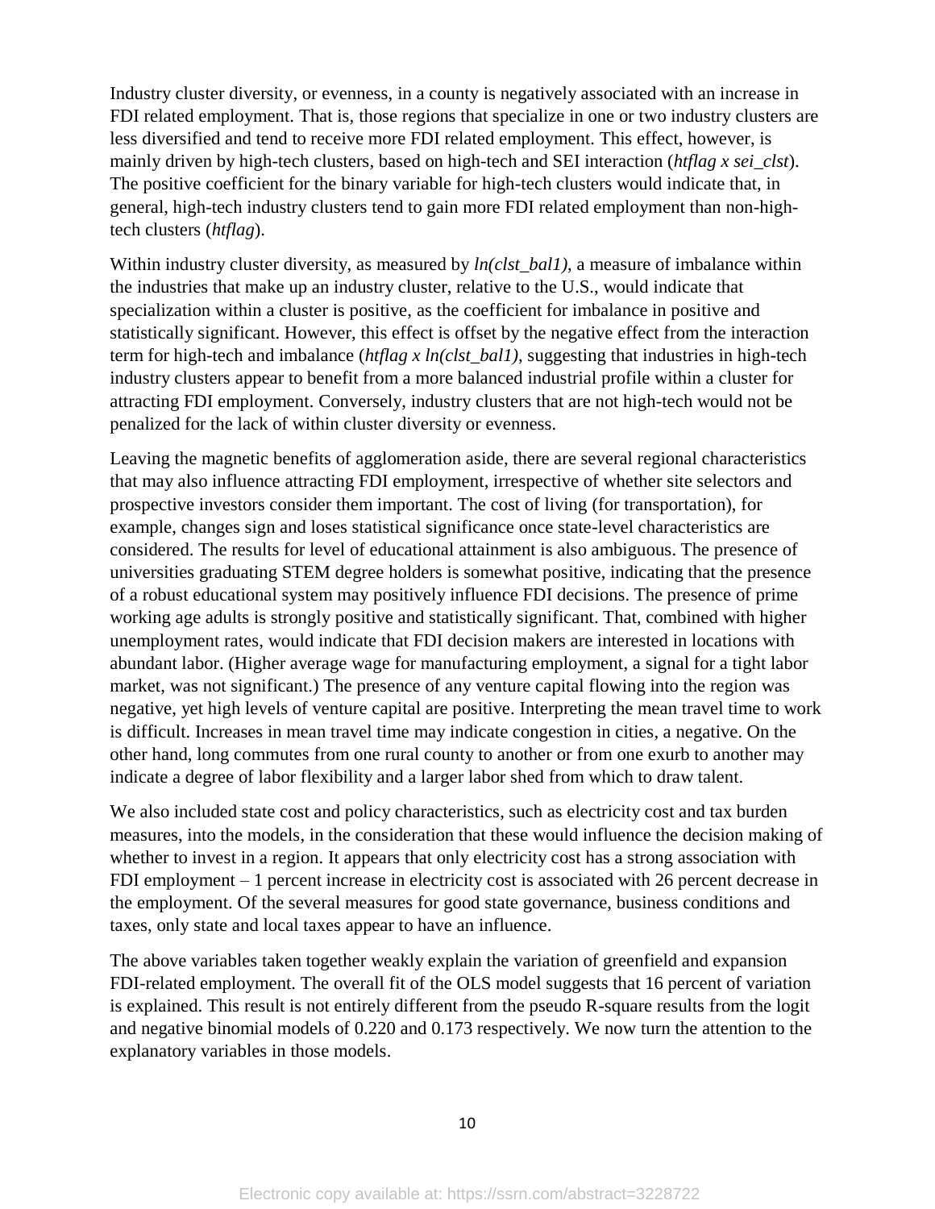Industry cluster diversity, or evenness, in a county is negatively associated with an increase in FDI related employment. That is, those regions that specialize in one or two industry clusters are less diversified and tend to receive more FDI related employment. This effect, however, is mainly driven by high-tech clusters, based on high-tech and SEI interaction (*htflag x sei_clst*). The positive coefficient for the binary variable for high-tech clusters would indicate that, in general, high-tech industry clusters tend to gain more FDI related employment than non-high-tech clusters (*htflag*).

Within industry cluster diversity, as measured by *ln(clst_bal1)*, a measure of imbalance within the industries that make up an industry cluster, relative to the U.S., would indicate that specialization within a cluster is positive, as the coefficient for imbalance in positive and statistically significant. However, this effect is offset by the negative effect from the interaction term for high-tech and imbalance (*htflag x ln(clst_bal1)*, suggesting that industries in high-tech industry clusters appear to benefit from a more balanced industrial profile within a cluster for attracting FDI employment. Conversely, industry clusters that are not high-tech would not be penalized for the lack of within cluster diversity or evenness.

Leaving the magnetic benefits of agglomeration aside, there are several regional characteristics that may also influence attracting FDI employment, irrespective of whether site selectors and prospective investors consider them important. The cost of living (for transportation), for example, changes sign and loses statistical significance once state-level characteristics are considered. The results for level of educational attainment is also ambiguous. The presence of universities graduating STEM degree holders is somewhat positive, indicating that the presence of a robust educational system may positively influence FDI decisions. The presence of prime working age adults is strongly positive and statistically significant. That, combined with higher unemployment rates, would indicate that FDI decision makers are interested in locations with abundant labor. (Higher average wage for manufacturing employment, a signal for a tight labor market, was not significant.) The presence of any venture capital flowing into the region was negative, yet high levels of venture capital are positive. Interpreting the mean travel time to work is difficult. Increases in mean travel time may indicate congestion in cities, a negative. On the other hand, long commutes from one rural county to another or from one exurb to another may indicate a degree of labor flexibility and a larger labor shed from which to draw talent.

We also included state cost and policy characteristics, such as electricity cost and tax burden measures, into the models, in the consideration that these would influence the decision making of whether to invest in a region. It appears that only electricity cost has a strong association with FDI employment – 1 percent increase in electricity cost is associated with 26 percent decrease in the employment. Of the several measures for good state governance, business conditions and taxes, only state and local taxes appear to have an influence.

The above variables taken together weakly explain the variation of greenfield and expansion FDI-related employment. The overall fit of the OLS model suggests that 16 percent of variation is explained. This result is not entirely different from the pseudo R-square results from the logit and negative binomial models of 0.220 and 0.173 respectively. We now turn the attention to the explanatory variables in those models.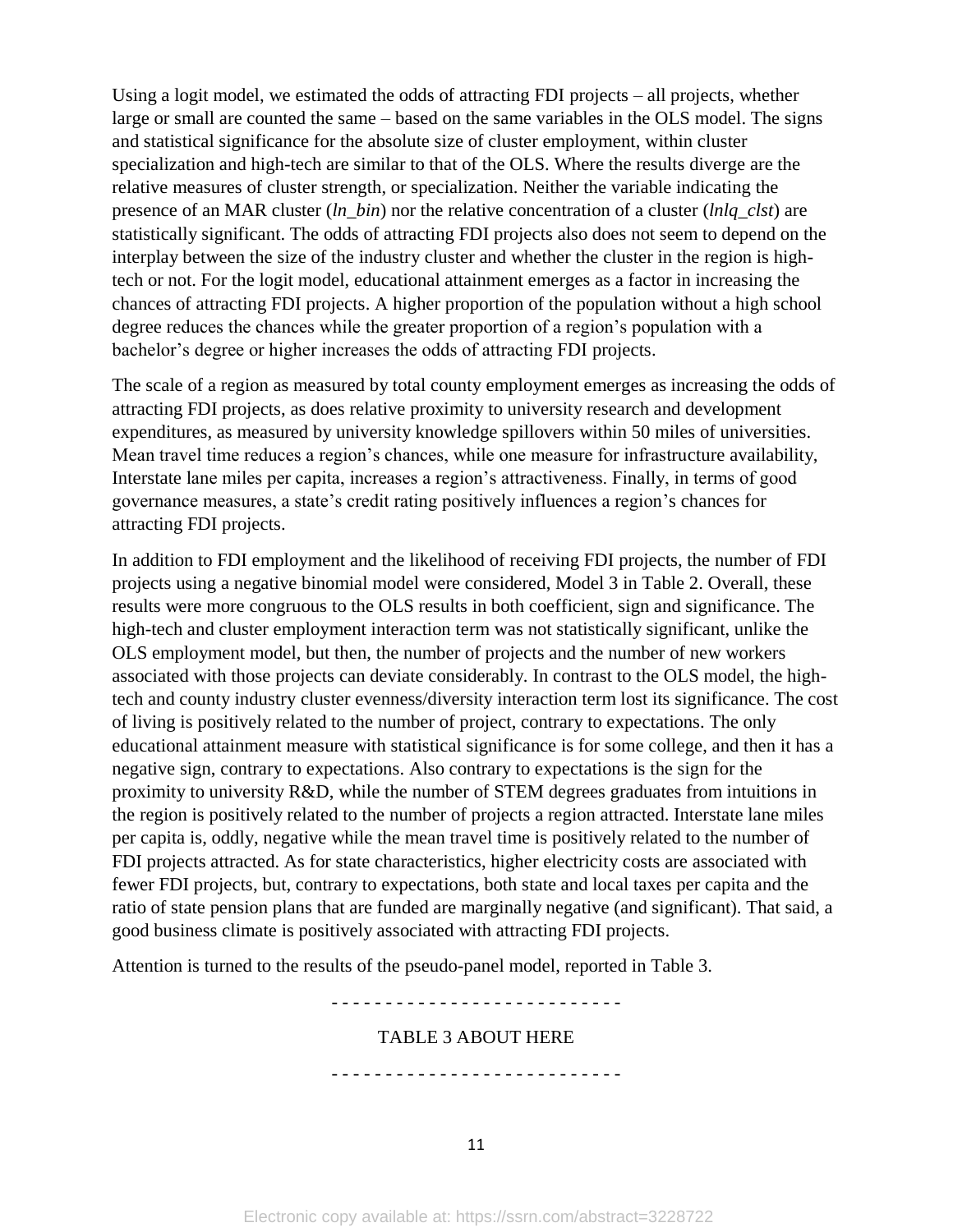Using a logit model, we estimated the odds of attracting FDI projects – all projects, whether large or small are counted the same – based on the same variables in the OLS model. The signs and statistical significance for the absolute size of cluster employment, within cluster specialization and high-tech are similar to that of the OLS. Where the results diverge are the relative measures of cluster strength, or specialization. Neither the variable indicating the presence of an MAR cluster (*ln_bin*) nor the relative concentration of a cluster (*lnlq_clst*) are statistically significant. The odds of attracting FDI projects also does not seem to depend on the interplay between the size of the industry cluster and whether the cluster in the region is high-tech or not. For the logit model, educational attainment emerges as a factor in increasing the chances of attracting FDI projects. A higher proportion of the population without a high school degree reduces the chances while the greater proportion of a region's population with a bachelor's degree or higher increases the odds of attracting FDI projects.

The scale of a region as measured by total county employment emerges as increasing the odds of attracting FDI projects, as does relative proximity to university research and development expenditures, as measured by university knowledge spillovers within 50 miles of universities. Mean travel time reduces a region's chances, while one measure for infrastructure availability, Interstate lane miles per capita, increases a region's attractiveness. Finally, in terms of good governance measures, a state's credit rating positively influences a region's chances for attracting FDI projects.

In addition to FDI employment and the likelihood of receiving FDI projects, the number of FDI projects using a negative binomial model were considered, Model 3 in Table 2. Overall, these results were more congruous to the OLS results in both coefficient, sign and significance. The high-tech and cluster employment interaction term was not statistically significant, unlike the OLS employment model, but then, the number of projects and the number of new workers associated with those projects can deviate considerably. In contrast to the OLS model, the high-tech and county industry cluster evenness/diversity interaction term lost its significance. The cost of living is positively related to the number of project, contrary to expectations. The only educational attainment measure with statistical significance is for some college, and then it has a negative sign, contrary to expectations. Also contrary to expectations is the sign for the proximity to university R&D, while the number of STEM degrees graduates from intuitions in the region is positively related to the number of projects a region attracted. Interstate lane miles per capita is, oddly, negative while the mean travel time is positively related to the number of FDI projects attracted. As for state characteristics, higher electricity costs are associated with fewer FDI projects, but, contrary to expectations, both state and local taxes per capita and the ratio of state pension plans that are funded are marginally negative (and significant). That said, a good business climate is positively associated with attracting FDI projects.

Attention is turned to the results of the pseudo-panel model, reported in Table 3.

\- - - - - - - - - - - - - - - - - - - - - - - - - -

TABLE 3 ABOUT HERE

\- - - - - - - - - - - - - - - - - - - - - - - - - -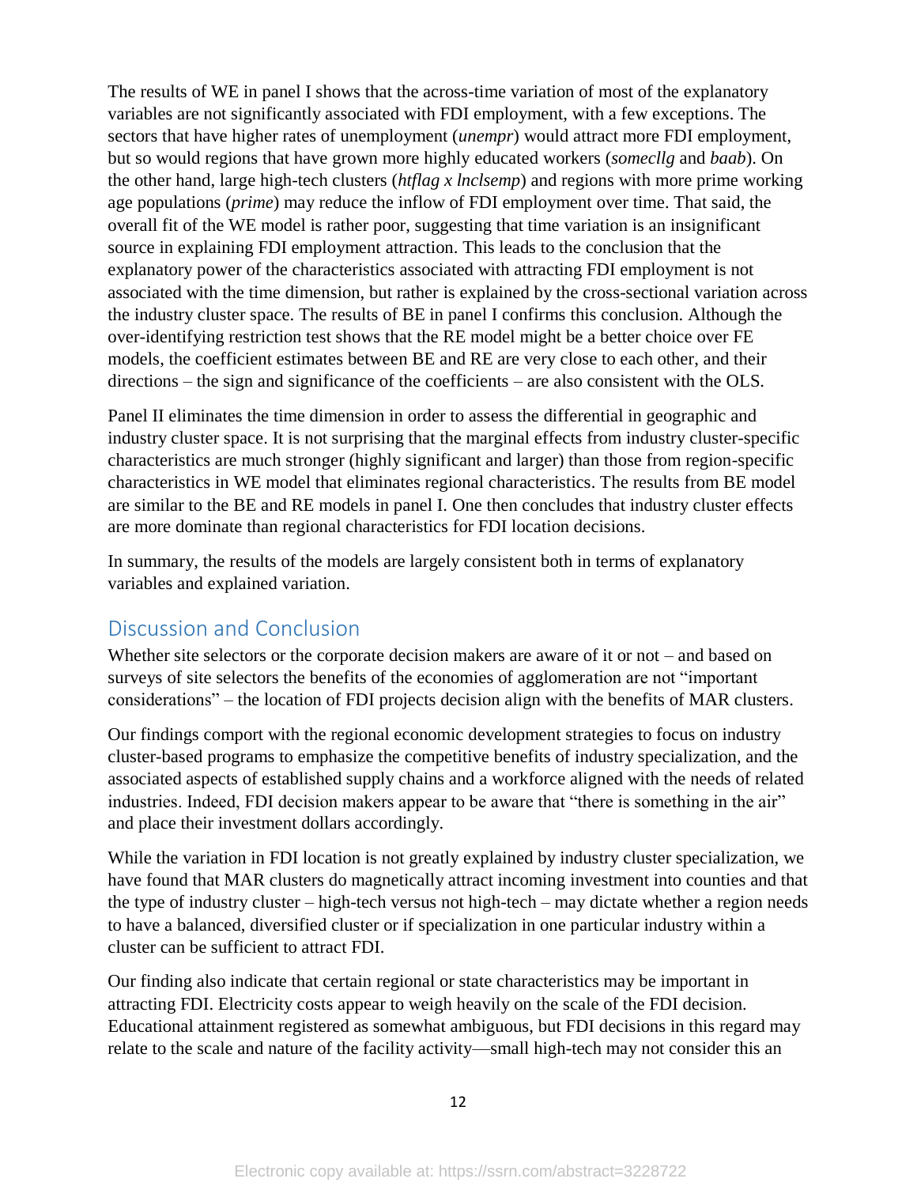The results of WE in panel I shows that the across-time variation of most of the explanatory variables are not significantly associated with FDI employment, with a few exceptions. The sectors that have higher rates of unemployment (*unempr*) would attract more FDI employment, but so would regions that have grown more highly educated workers (*somecllg* and *baab*). On the other hand, large high-tech clusters (*htflag x lnclsemp*) and regions with more prime working age populations (*prime*) may reduce the inflow of FDI employment over time. That said, the overall fit of the WE model is rather poor, suggesting that time variation is an insignificant source in explaining FDI employment attraction. This leads to the conclusion that the explanatory power of the characteristics associated with attracting FDI employment is not associated with the time dimension, but rather is explained by the cross-sectional variation across the industry cluster space. The results of BE in panel I confirms this conclusion. Although the over-identifying restriction test shows that the RE model might be a better choice over FE models, the coefficient estimates between BE and RE are very close to each other, and their directions – the sign and significance of the coefficients – are also consistent with the OLS.

Panel II eliminates the time dimension in order to assess the differential in geographic and industry cluster space. It is not surprising that the marginal effects from industry cluster-specific characteristics are much stronger (highly significant and larger) than those from region-specific characteristics in WE model that eliminates regional characteristics. The results from BE model are similar to the BE and RE models in panel I. One then concludes that industry cluster effects are more dominate than regional characteristics for FDI location decisions.

In summary, the results of the models are largely consistent both in terms of explanatory variables and explained variation.

## Discussion and Conclusion

Whether site selectors or the corporate decision makers are aware of it or not – and based on surveys of site selectors the benefits of the economies of agglomeration are not "important considerations" – the location of FDI projects decision align with the benefits of MAR clusters.

Our findings comport with the regional economic development strategies to focus on industry cluster-based programs to emphasize the competitive benefits of industry specialization, and the associated aspects of established supply chains and a workforce aligned with the needs of related industries. Indeed, FDI decision makers appear to be aware that "there is something in the air" and place their investment dollars accordingly.

While the variation in FDI location is not greatly explained by industry cluster specialization, we have found that MAR clusters do magnetically attract incoming investment into counties and that the type of industry cluster – high-tech versus not high-tech – may dictate whether a region needs to have a balanced, diversified cluster or if specialization in one particular industry within a cluster can be sufficient to attract FDI.

Our finding also indicate that certain regional or state characteristics may be important in attracting FDI. Electricity costs appear to weigh heavily on the scale of the FDI decision. Educational attainment registered as somewhat ambiguous, but FDI decisions in this regard may relate to the scale and nature of the facility activity—small high-tech may not consider this an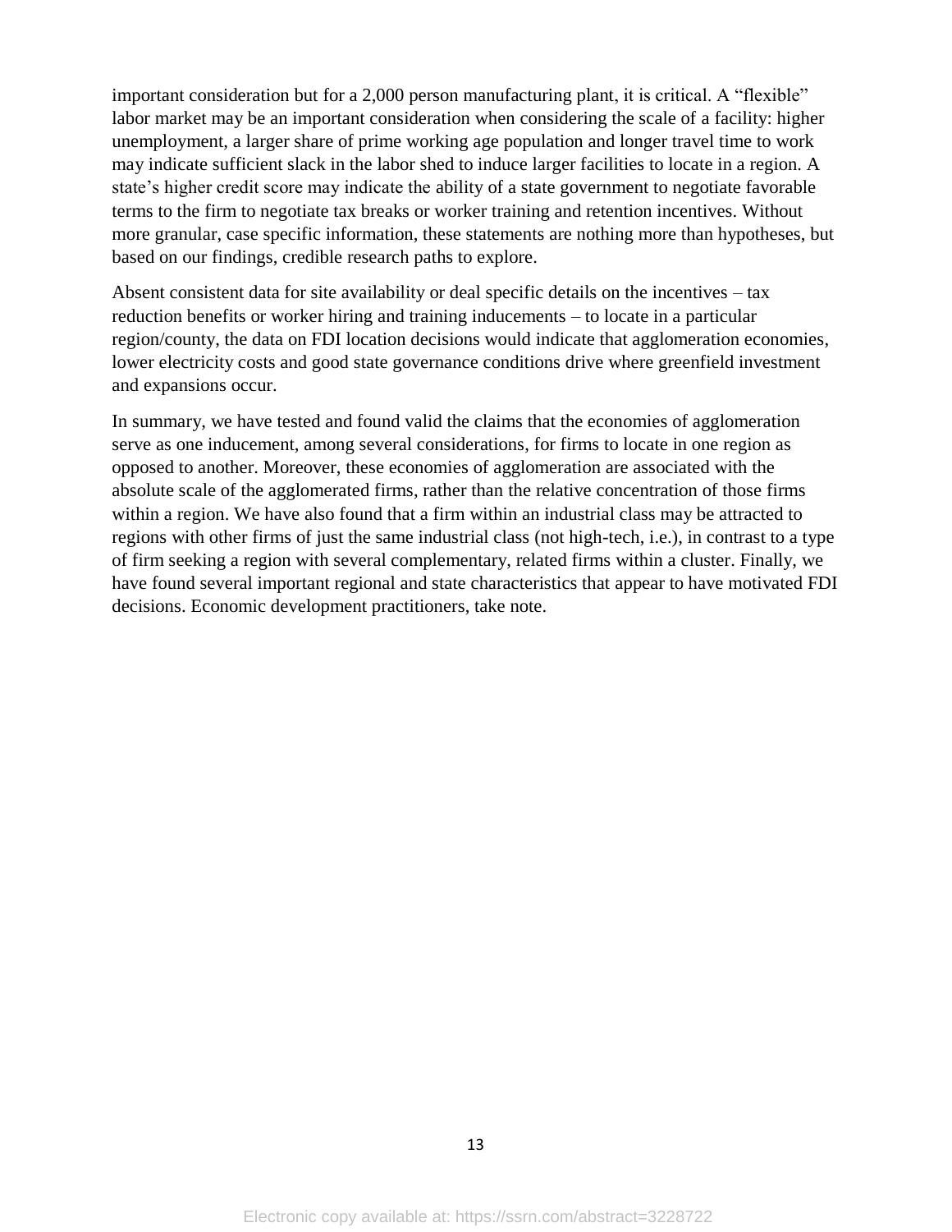important consideration but for a 2,000 person manufacturing plant, it is critical. A "flexible" labor market may be an important consideration when considering the scale of a facility: higher unemployment, a larger share of prime working age population and longer travel time to work may indicate sufficient slack in the labor shed to induce larger facilities to locate in a region. A state's higher credit score may indicate the ability of a state government to negotiate favorable terms to the firm to negotiate tax breaks or worker training and retention incentives. Without more granular, case specific information, these statements are nothing more than hypotheses, but based on our findings, credible research paths to explore.

Absent consistent data for site availability or deal specific details on the incentives – tax reduction benefits or worker hiring and training inducements – to locate in a particular region/county, the data on FDI location decisions would indicate that agglomeration economies, lower electricity costs and good state governance conditions drive where greenfield investment and expansions occur.

In summary, we have tested and found valid the claims that the economies of agglomeration serve as one inducement, among several considerations, for firms to locate in one region as opposed to another. Moreover, these economies of agglomeration are associated with the absolute scale of the agglomerated firms, rather than the relative concentration of those firms within a region. We have also found that a firm within an industrial class may be attracted to regions with other firms of just the same industrial class (not high-tech, i.e.), in contrast to a type of firm seeking a region with several complementary, related firms within a cluster. Finally, we have found several important regional and state characteristics that appear to have motivated FDI decisions. Economic development practitioners, take note.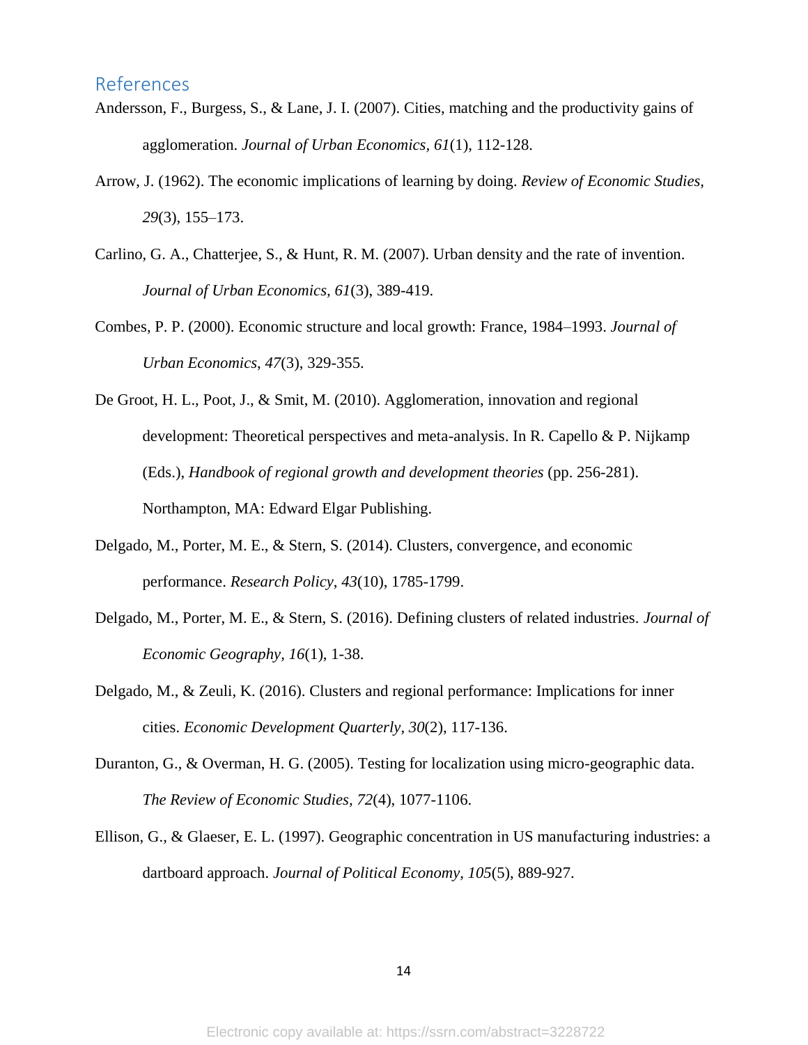## References

Andersson, F., Burgess, S., & Lane, J. I. (2007). Cities, matching and the productivity gains of agglomeration. *Journal of Urban Economics*, *61*(1), 112-128.

Arrow, J. (1962). The economic implications of learning by doing. *Review of Economic Studies*, *29*(3), 155–173.

Carlino, G. A., Chatterjee, S., & Hunt, R. M. (2007). Urban density and the rate of invention. *Journal of Urban Economics, 61*(3), 389-419.

Combes, P. P. (2000). Economic structure and local growth: France, 1984–1993. *Journal of Urban Economics*, *47*(3), 329-355.

De Groot, H. L., Poot, J., & Smit, M. (2010). Agglomeration, innovation and regional development: Theoretical perspectives and meta-analysis. In R. Capello & P. Nijkamp (Eds.), *Handbook of regional growth and development theories* (pp. 256-281). Northampton, MA: Edward Elgar Publishing.

Delgado, M., Porter, M. E., & Stern, S. (2014). Clusters, convergence, and economic performance. *Research Policy*, *43*(10), 1785-1799.

Delgado, M., Porter, M. E., & Stern, S. (2016). Defining clusters of related industries. *Journal of Economic Geography*, *16*(1), 1-38.

Delgado, M., & Zeuli, K. (2016). Clusters and regional performance: Implications for inner cities. *Economic Development Quarterly, 30*(2), 117-136.

Duranton, G., & Overman, H. G. (2005). Testing for localization using micro-geographic data. *The Review of Economic Studies*, *72*(4), 1077-1106.

Ellison, G., & Glaeser, E. L. (1997). Geographic concentration in US manufacturing industries: a dartboard approach. *Journal of Political Economy, 105*(5), 889-927.

Electronic copy available at: https://ssrn.com/abstract=3228722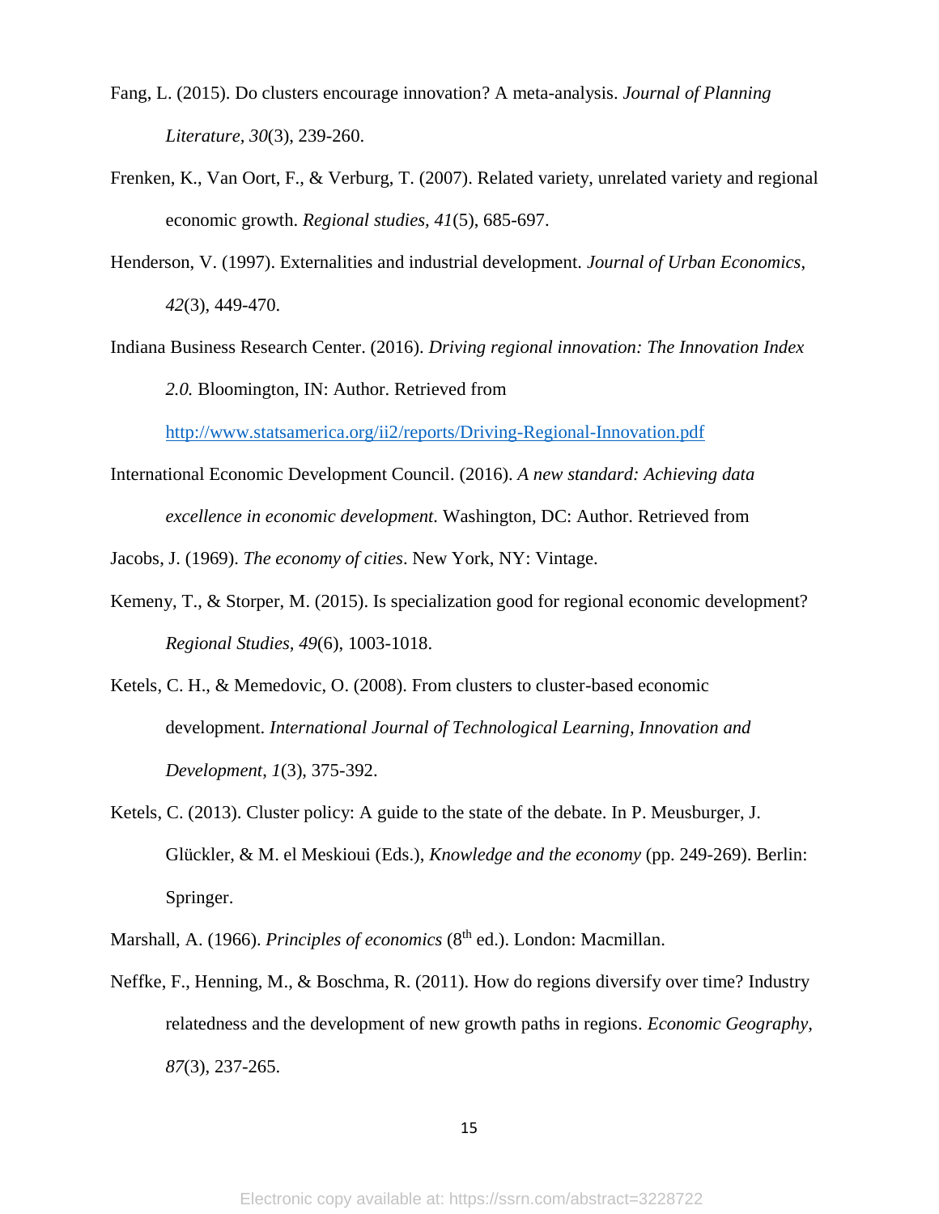Fang, L. (2015). Do clusters encourage innovation? A meta-analysis. *Journal of Planning Literature*, *30*(3), 239-260.

Frenken, K., Van Oort, F., & Verburg, T. (2007). Related variety, unrelated variety and regional economic growth. *Regional studies*, *41*(5), 685-697.

Henderson, V. (1997). Externalities and industrial development. *Journal of Urban Economics*, *42*(3), 449-470.

Indiana Business Research Center. (2016). *Driving regional innovation: The Innovation Index 2.0.* Bloomington, IN: Author. Retrieved from http://www.statsamerica.org/ii2/reports/Driving-Regional-Innovation.pdf

International Economic Development Council. (2016). *A new standard: Achieving data excellence in economic development.* Washington, DC: Author. Retrieved from

Jacobs, J. (1969). *The economy of cities*. New York, NY: Vintage.

Kemeny, T., & Storper, M. (2015). Is specialization good for regional economic development? *Regional Studies*, *49*(6), 1003-1018.

Ketels, C. H., & Memedovic, O. (2008). From clusters to cluster-based economic development. *International Journal of Technological Learning, Innovation and Development*, *1*(3), 375-392.

Ketels, C. (2013). Cluster policy: A guide to the state of the debate. In P. Meusburger, J. Glückler, & M. el Meskioui (Eds.), *Knowledge and the economy* (pp. 249-269). Berlin: Springer.

Marshall, A. (1966). *Principles of economics* (8th ed.). London: Macmillan.

Neffke, F., Henning, M., & Boschma, R. (2011). How do regions diversify over time? Industry relatedness and the development of new growth paths in regions. *Economic Geography*, *87*(3), 237-265.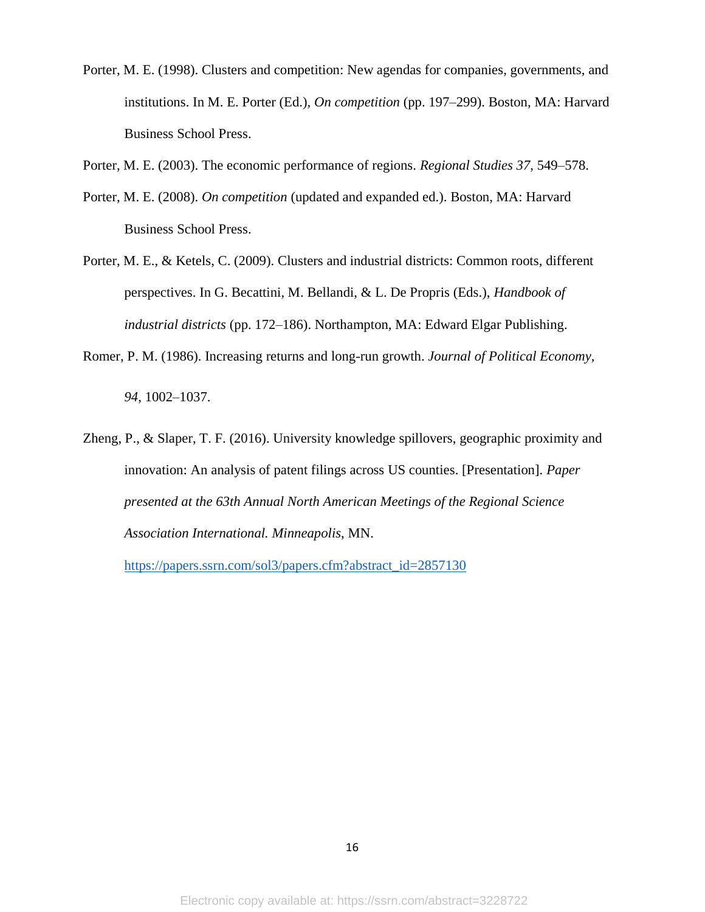Porter, M. E. (1998). Clusters and competition: New agendas for companies, governments, and institutions. In M. E. Porter (Ed.), *On competition* (pp. 197–299). Boston, MA: Harvard Business School Press.

Porter, M. E. (2003). The economic performance of regions. *Regional Studies 37*, 549–578.

Porter, M. E. (2008). *On competition* (updated and expanded ed.). Boston, MA: Harvard Business School Press.

Porter, M. E., & Ketels, C. (2009). Clusters and industrial districts: Common roots, different perspectives. In G. Becattini, M. Bellandi, & L. De Propris (Eds.), *Handbook of industrial districts* (pp. 172–186). Northampton, MA: Edward Elgar Publishing.

Romer, P. M. (1986). Increasing returns and long-run growth. *Journal of Political Economy, 94*, 1002–1037.

Zheng, P., & Slaper, T. F. (2016). University knowledge spillovers, geographic proximity and innovation: An analysis of patent filings across US counties. [Presentation]. *Paper presented at the 63th Annual North American Meetings of the Regional Science Association International. Minneapolis*, MN. https://papers.ssrn.com/sol3/papers.cfm?abstract_id=2857130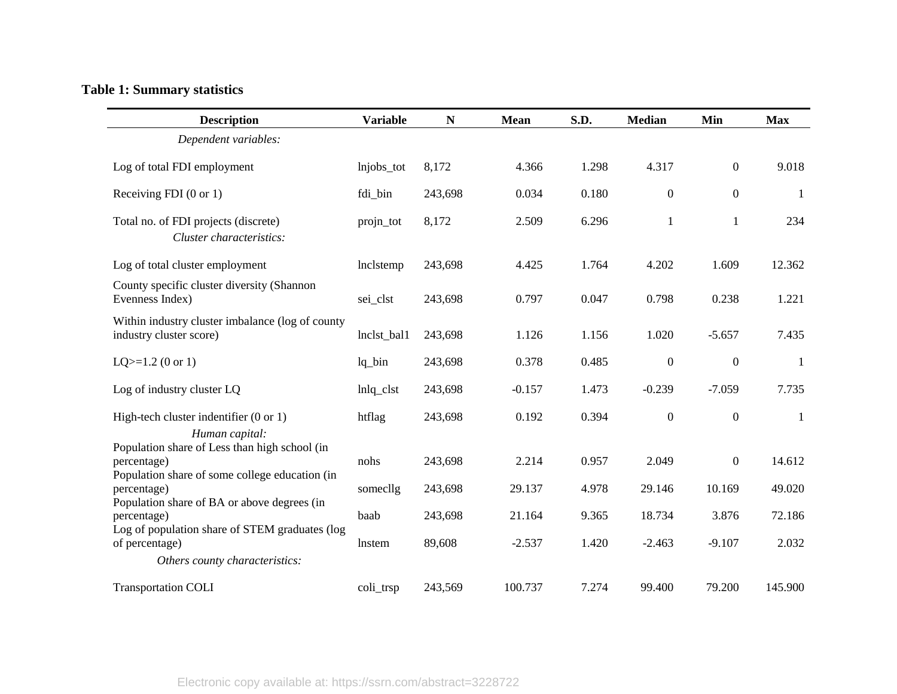**Table 1: Summary statistics**

| Description | Variable | N | Mean | S.D. | Median | Min | Max |
|---|---|---|---|---|---|---|---|
| *Dependent variables:* | | | | | | | |
| Log of total FDI employment | lnjobs_tot | 8,172 | 4.366 | 1.298 | 4.317 | 0 | 9.018 |
| Receiving FDI (0 or 1) | fdi_bin | 243,698 | 0.034 | 0.180 | 0 | 0 | 1 |
| Total no. of FDI projects (discrete) | projn_tot | 8,172 | 2.509 | 6.296 | 1 | 1 | 234 |
| *Cluster characteristics:* | | | | | | | |
| Log of total cluster employment | lnclstemp | 243,698 | 4.425 | 1.764 | 4.202 | 1.609 | 12.362 |
| County specific cluster diversity (Shannon Evenness Index) | sei_clst | 243,698 | 0.797 | 0.047 | 0.798 | 0.238 | 1.221 |
| Within industry cluster imbalance (log of county industry cluster score) | lnclst_bal1 | 243,698 | 1.126 | 1.156 | 1.020 | -5.657 | 7.435 |
| LQ>=1.2 (0 or 1) | lq_bin | 243,698 | 0.378 | 0.485 | 0 | 0 | 1 |
| Log of industry cluster LQ | lnlq_clst | 243,698 | -0.157 | 1.473 | -0.239 | -7.059 | 7.735 |
| High-tech cluster indentifier (0 or 1) | htflag | 243,698 | 0.192 | 0.394 | 0 | 0 | 1 |
| *Human capital:* | | | | | | | |
| Population share of Less than high school (in percentage) | nohs | 243,698 | 2.214 | 0.957 | 2.049 | 0 | 14.612 |
| Population share of some college education (in percentage) | somecllg | 243,698 | 29.137 | 4.978 | 29.146 | 10.169 | 49.020 |
| Population share of BA or above degrees (in percentage) | baab | 243,698 | 21.164 | 9.365 | 18.734 | 3.876 | 72.186 |
| Log of population share of STEM graduates (log of percentage) | lnstem | 89,608 | -2.537 | 1.420 | -2.463 | -9.107 | 2.032 |
| *Others county characteristics:* | | | | | | | |
| Transportation COLI | coli_trsp | 243,569 | 100.737 | 7.274 | 99.400 | 79.200 | 145.900 |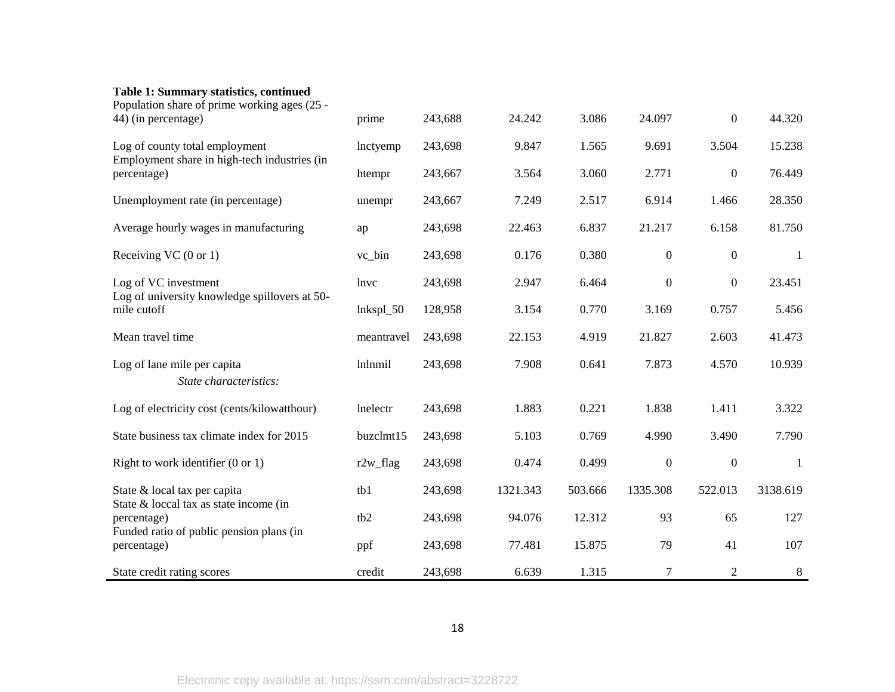**Table 1: Summary statistics, continued**

| | | | | | | | |
|---|---|---|---|---|---|---|---|
| Population share of prime working ages (25 - 44) (in percentage) | prime | 243,688 | 24.242 | 3.086 | 24.097 | 0 | 44.320 |
| Log of county total employment | lnctyemp | 243,698 | 9.847 | 1.565 | 9.691 | 3.504 | 15.238 |
| Employment share in high-tech industries (in percentage) | htempr | 243,667 | 3.564 | 3.060 | 2.771 | 0 | 76.449 |
| Unemployment rate (in percentage) | unempr | 243,667 | 7.249 | 2.517 | 6.914 | 1.466 | 28.350 |
| Average hourly wages in manufacturing | ap | 243,698 | 22.463 | 6.837 | 21.217 | 6.158 | 81.750 |
| Receiving VC (0 or 1) | vc_bin | 243,698 | 0.176 | 0.380 | 0 | 0 | 1 |
| Log of VC investment | lnvc | 243,698 | 2.947 | 6.464 | 0 | 0 | 23.451 |
| Log of university knowledge spillovers at 50-mile cutoff | lnkspl_50 | 128,958 | 3.154 | 0.770 | 3.169 | 0.757 | 5.456 |
| Mean travel time | meantravel | 243,698 | 22.153 | 4.919 | 21.827 | 2.603 | 41.473 |
| Log of lane mile per capita | lnlnmil | 243,698 | 7.908 | 0.641 | 7.873 | 4.570 | 10.939 |
| *State characteristics:* | | | | | | | |
| Log of electricity cost (cents/kilowatthour) | lnelectr | 243,698 | 1.883 | 0.221 | 1.838 | 1.411 | 3.322 |
| State business tax climate index for 2015 | buzclmt15 | 243,698 | 5.103 | 0.769 | 4.990 | 3.490 | 7.790 |
| Right to work identifier (0 or 1) | r2w_flag | 243,698 | 0.474 | 0.499 | 0 | 0 | 1 |
| State & local tax per capita | tb1 | 243,698 | 1321.343 | 503.666 | 1335.308 | 522.013 | 3138.619 |
| State & loccal tax as state income (in percentage) | tb2 | 243,698 | 94.076 | 12.312 | 93 | 65 | 127 |
| Funded ratio of public pension plans (in percentage) | ppf | 243,698 | 77.481 | 15.875 | 79 | 41 | 107 |
| State credit rating scores | credit | 243,698 | 6.639 | 1.315 | 7 | 2 | 8 |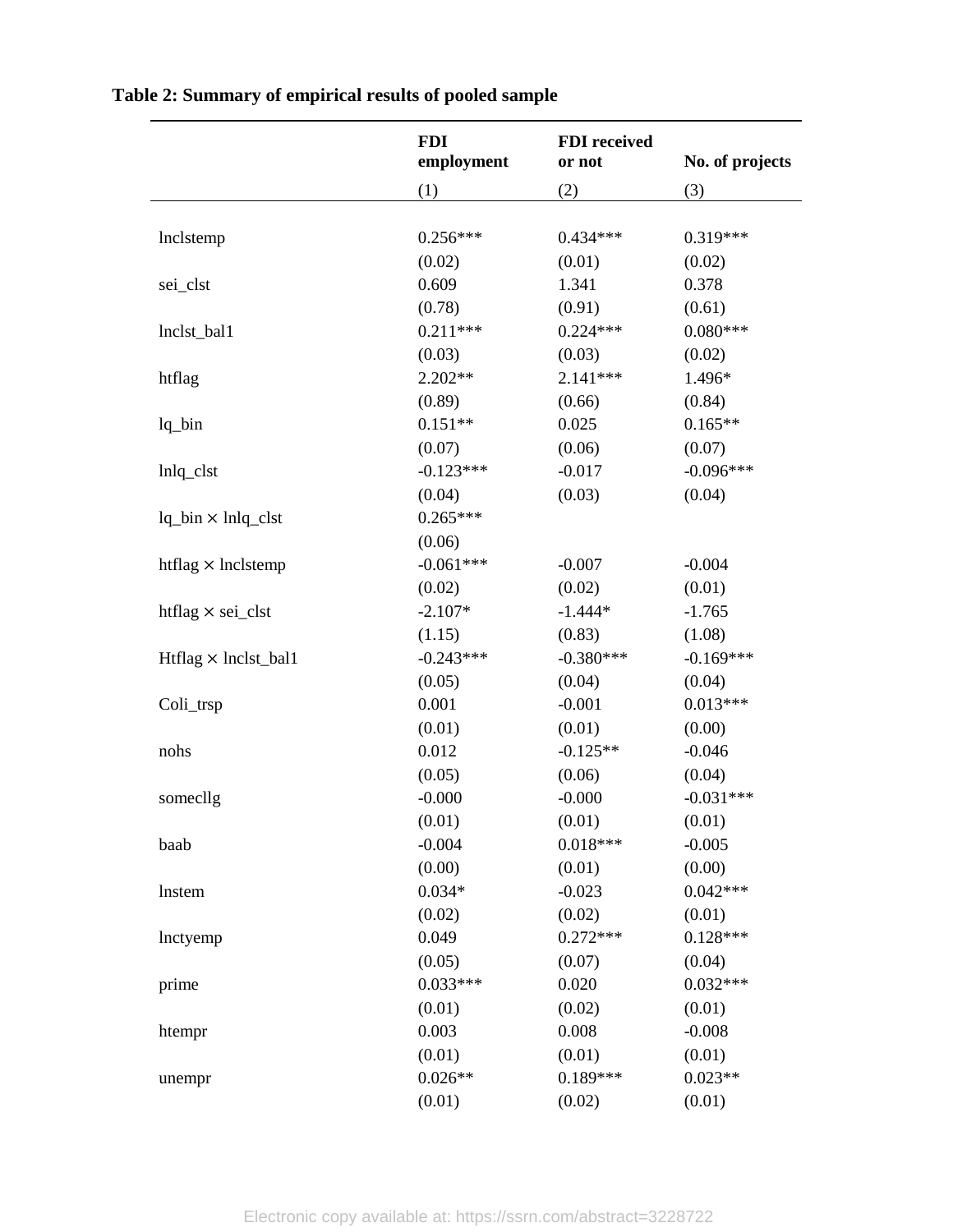**Table 2: Summary of empirical results of pooled sample**

| | FDI employment | FDI received or not | No. of projects |
|---|---|---|---|
| | (1) | (2) | (3) |
| lnclstemp | 0.256*** | 0.434*** | 0.319*** |
| | (0.02) | (0.01) | (0.02) |
| sei_clst | 0.609 | 1.341 | 0.378 |
| | (0.78) | (0.91) | (0.61) |
| lnclst_bal1 | 0.211*** | 0.224*** | 0.080*** |
| | (0.03) | (0.03) | (0.02) |
| htflag | 2.202** | 2.141*** | 1.496* |
| | (0.89) | (0.66) | (0.84) |
| lq_bin | 0.151** | 0.025 | 0.165** |
| | (0.07) | (0.06) | (0.07) |
| lnlq_clst | -0.123*** | -0.017 | -0.096*** |
| | (0.04) | (0.03) | (0.04) |
| lq_bin × lnlq_clst | 0.265*** | | |
| | (0.06) | | |
| htflag × lnclstemp | -0.061*** | -0.007 | -0.004 |
| | (0.02) | (0.02) | (0.01) |
| htflag × sei_clst | -2.107* | -1.444* | -1.765 |
| | (1.15) | (0.83) | (1.08) |
| Htflag × lnclst_bal1 | -0.243*** | -0.380*** | -0.169*** |
| | (0.05) | (0.04) | (0.04) |
| Coli_trsp | 0.001 | -0.001 | 0.013*** |
| | (0.01) | (0.01) | (0.00) |
| nohs | 0.012 | -0.125** | -0.046 |
| | (0.05) | (0.06) | (0.04) |
| somecllg | -0.000 | -0.000 | -0.031*** |
| | (0.01) | (0.01) | (0.01) |
| baab | -0.004 | 0.018*** | -0.005 |
| | (0.00) | (0.01) | (0.00) |
| lnstem | 0.034* | -0.023 | 0.042*** |
| | (0.02) | (0.02) | (0.01) |
| lnctyemp | 0.049 | 0.272*** | 0.128*** |
| | (0.05) | (0.07) | (0.04) |
| prime | 0.033*** | 0.020 | 0.032*** |
| | (0.01) | (0.02) | (0.01) |
| htempr | 0.003 | 0.008 | -0.008 |
| | (0.01) | (0.01) | (0.01) |
| unempr | 0.026** | 0.189*** | 0.023** |
| | (0.01) | (0.02) | (0.01) |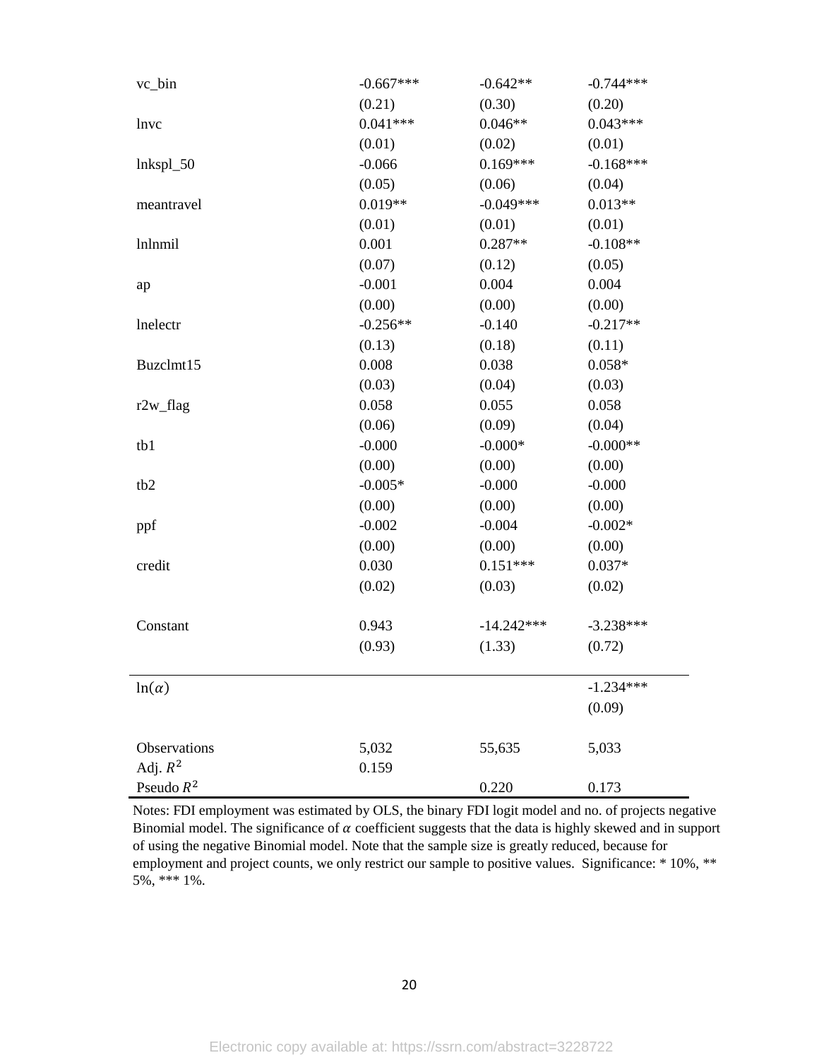| | | | |
|---|---|---|---|
| vc_bin | -0.667*** | -0.642** | -0.744*** |
| | (0.21) | (0.30) | (0.20) |
| lnvc | 0.041*** | 0.046** | 0.043*** |
| | (0.01) | (0.02) | (0.01) |
| lnkspl_50 | -0.066 | 0.169*** | -0.168*** |
| | (0.05) | (0.06) | (0.04) |
| meantravel | 0.019** | -0.049*** | 0.013** |
| | (0.01) | (0.01) | (0.01) |
| lnlnmil | 0.001 | 0.287** | -0.108** |
| | (0.07) | (0.12) | (0.05) |
| ap | -0.001 | 0.004 | 0.004 |
| | (0.00) | (0.00) | (0.00) |
| lnelectr | -0.256** | -0.140 | -0.217** |
| | (0.13) | (0.18) | (0.11) |
| Buzclmt15 | 0.008 | 0.038 | 0.058* |
| | (0.03) | (0.04) | (0.03) |
| r2w_flag | 0.058 | 0.055 | 0.058 |
| | (0.06) | (0.09) | (0.04) |
| tb1 | -0.000 | -0.000* | -0.000** |
| | (0.00) | (0.00) | (0.00) |
| tb2 | -0.005* | -0.000 | -0.000 |
| | (0.00) | (0.00) | (0.00) |
| ppf | -0.002 | -0.004 | -0.002* |
| | (0.00) | (0.00) | (0.00) |
| credit | 0.030 | 0.151*** | 0.037* |
| | (0.02) | (0.03) | (0.02) |
| Constant | 0.943 | -14.242*** | -3.238*** |
| | (0.93) | (1.33) | (0.72) |
| $\ln(\alpha)$ | | | -1.234*** |
| | | | (0.09) |
| Observations | 5,032 | 55,635 | 5,033 |
| Adj. $R^2$ | 0.159 | | |
| Pseudo $R^2$ | | 0.220 | 0.173 |

Notes: FDI employment was estimated by OLS, the binary FDI logit model and no. of projects negative Binomial model. The significance of $\alpha$ coefficient suggests that the data is highly skewed and in support of using the negative Binomial model. Note that the sample size is greatly reduced, because for employment and project counts, we only restrict our sample to positive values. Significance: * 10%, ** 5%, *** 1%.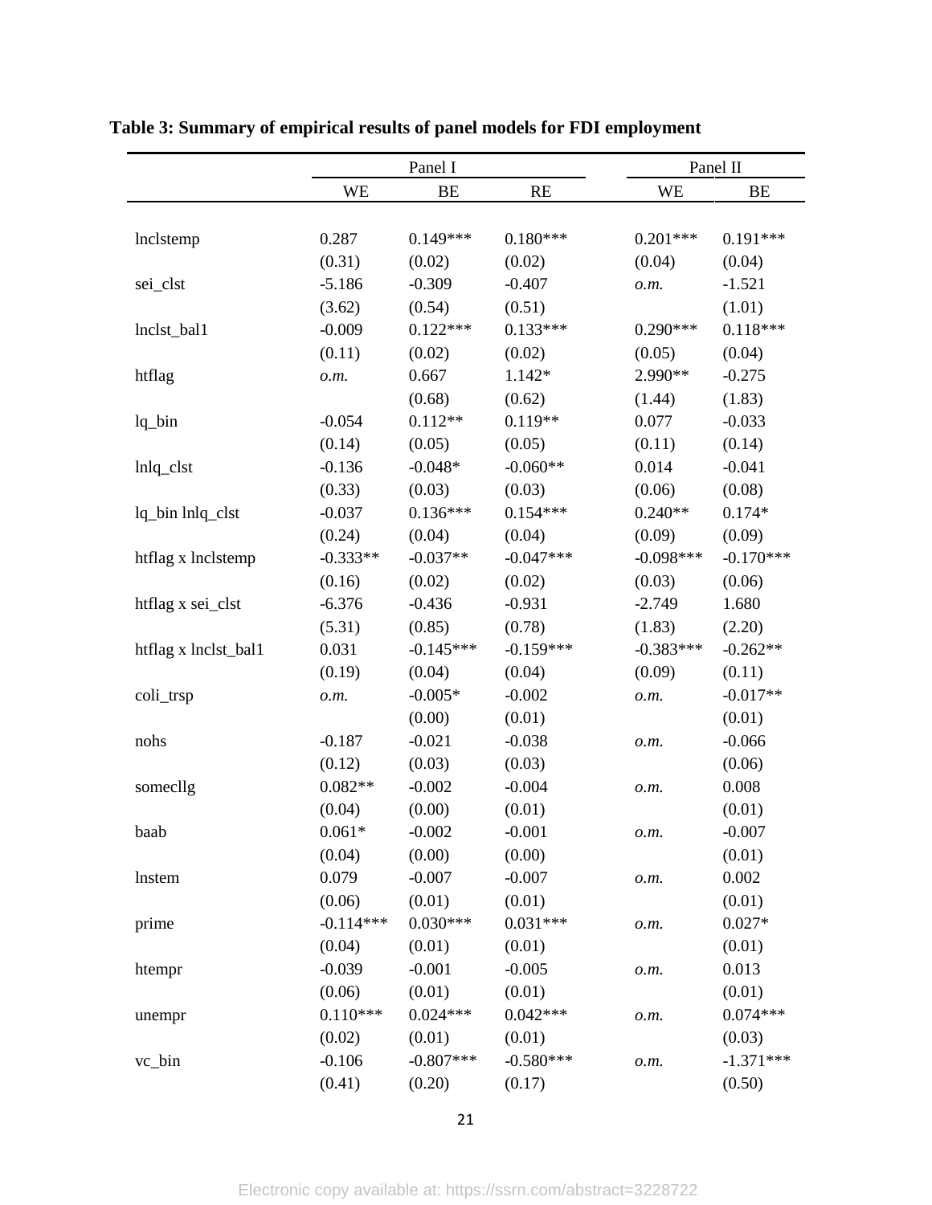**Table 3: Summary of empirical results of panel models for FDI employment**

| | Panel I | | | Panel II | |
|---|---|---|---|---|---|
| | WE | BE | RE | WE | BE |
| lnclstemp | 0.287 | 0.149*** | 0.180*** | 0.201*** | 0.191*** |
| | (0.31) | (0.02) | (0.02) | (0.04) | (0.04) |
| sei_clst | -5.186 | -0.309 | -0.407 | *o.m.* | -1.521 |
| | (3.62) | (0.54) | (0.51) | | (1.01) |
| lnclst_bal1 | -0.009 | 0.122*** | 0.133*** | 0.290*** | 0.118*** |
| | (0.11) | (0.02) | (0.02) | (0.05) | (0.04) |
| htflag | *o.m.* | 0.667 | 1.142* | 2.990** | -0.275 |
| | | (0.68) | (0.62) | (1.44) | (1.83) |
| lq_bin | -0.054 | 0.112** | 0.119** | 0.077 | -0.033 |
| | (0.14) | (0.05) | (0.05) | (0.11) | (0.14) |
| lnlq_clst | -0.136 | -0.048* | -0.060** | 0.014 | -0.041 |
| | (0.33) | (0.03) | (0.03) | (0.06) | (0.08) |
| lq_bin lnlq_clst | -0.037 | 0.136*** | 0.154*** | 0.240** | 0.174* |
| | (0.24) | (0.04) | (0.04) | (0.09) | (0.09) |
| htflag x lnclstemp | -0.333** | -0.037** | -0.047*** | -0.098*** | -0.170*** |
| | (0.16) | (0.02) | (0.02) | (0.03) | (0.06) |
| htflag x sei_clst | -6.376 | -0.436 | -0.931 | -2.749 | 1.680 |
| | (5.31) | (0.85) | (0.78) | (1.83) | (2.20) |
| htflag x lnclst_bal1 | 0.031 | -0.145*** | -0.159*** | -0.383*** | -0.262** |
| | (0.19) | (0.04) | (0.04) | (0.09) | (0.11) |
| coli_trsp | *o.m.* | -0.005* | -0.002 | *o.m.* | -0.017** |
| | | (0.00) | (0.01) | | (0.01) |
| nohs | -0.187 | -0.021 | -0.038 | *o.m.* | -0.066 |
| | (0.12) | (0.03) | (0.03) | | (0.06) |
| somecllg | 0.082** | -0.002 | -0.004 | *o.m.* | 0.008 |
| | (0.04) | (0.00) | (0.01) | | (0.01) |
| baab | 0.061* | -0.002 | -0.001 | *o.m.* | -0.007 |
| | (0.04) | (0.00) | (0.00) | | (0.01) |
| lnstem | 0.079 | -0.007 | -0.007 | *o.m.* | 0.002 |
| | (0.06) | (0.01) | (0.01) | | (0.01) |
| prime | -0.114*** | 0.030*** | 0.031*** | *o.m.* | 0.027* |
| | (0.04) | (0.01) | (0.01) | | (0.01) |
| htempr | -0.039 | -0.001 | -0.005 | *o.m.* | 0.013 |
| | (0.06) | (0.01) | (0.01) | | (0.01) |
| unempr | 0.110*** | 0.024*** | 0.042*** | *o.m.* | 0.074*** |
| | (0.02) | (0.01) | (0.01) | | (0.03) |
| vc_bin | -0.106 | -0.807*** | -0.580*** | *o.m.* | -1.371*** |
| | (0.41) | (0.20) | (0.17) | | (0.50) |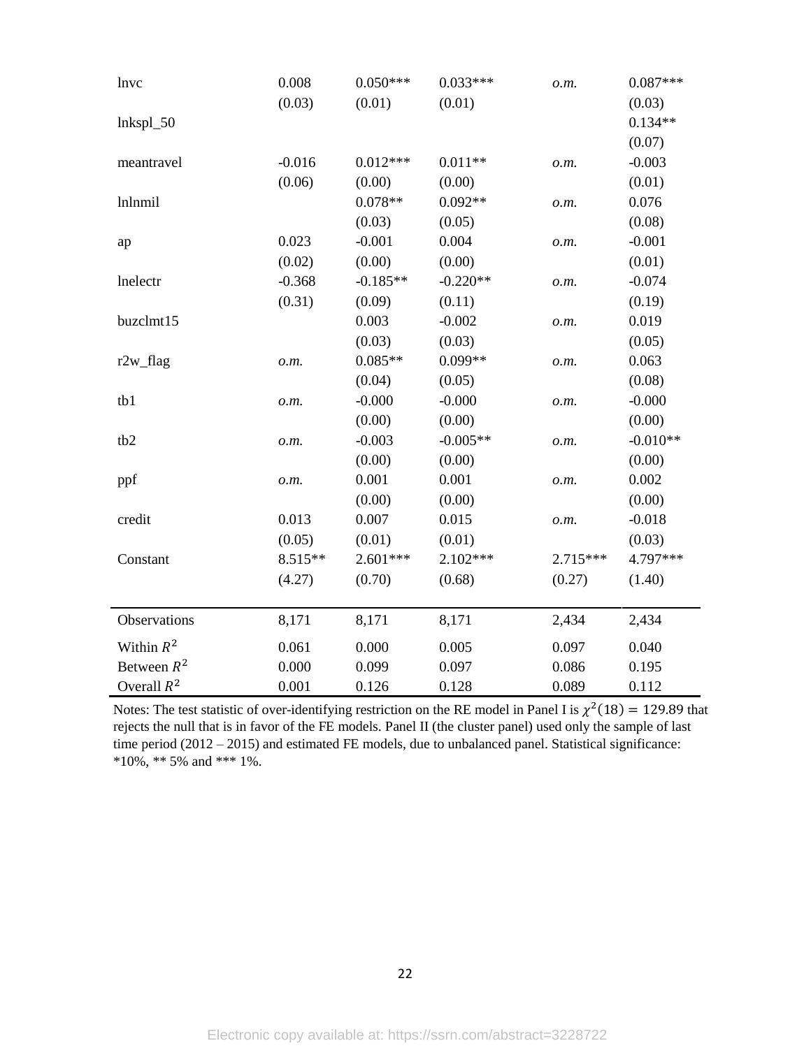| | | | | | |
|---|---|---|---|---|---|
| lnvc | 0.008 | 0.050*** | 0.033*** | *o.m.* | 0.087*** |
| | (0.03) | (0.01) | (0.01) | | (0.03) |
| lnkspl_50 | | | | | 0.134** |
| | | | | | (0.07) |
| meantravel | -0.016 | 0.012*** | 0.011** | *o.m.* | -0.003 |
| | (0.06) | (0.00) | (0.00) | | (0.01) |
| lnlnmil | | 0.078** | 0.092** | *o.m.* | 0.076 |
| | | (0.03) | (0.05) | | (0.08) |
| ap | 0.023 | -0.001 | 0.004 | *o.m.* | -0.001 |
| | (0.02) | (0.00) | (0.00) | | (0.01) |
| lnelectr | -0.368 | -0.185** | -0.220** | *o.m.* | -0.074 |
| | (0.31) | (0.09) | (0.11) | | (0.19) |
| buzclmt15 | | 0.003 | -0.002 | *o.m.* | 0.019 |
| | | (0.03) | (0.03) | | (0.05) |
| r2w_flag | *o.m.* | 0.085** | 0.099** | *o.m.* | 0.063 |
| | | (0.04) | (0.05) | | (0.08) |
| tb1 | *o.m.* | -0.000 | -0.000 | *o.m.* | -0.000 |
| | | (0.00) | (0.00) | | (0.00) |
| tb2 | *o.m.* | -0.003 | -0.005** | *o.m.* | -0.010** |
| | | (0.00) | (0.00) | | (0.00) |
| ppf | *o.m.* | 0.001 | 0.001 | *o.m.* | 0.002 |
| | | (0.00) | (0.00) | | (0.00) |
| credit | 0.013 | 0.007 | 0.015 | *o.m.* | -0.018 |
| | (0.05) | (0.01) | (0.01) | | (0.03) |
| Constant | 8.515** | 2.601*** | 2.102*** | 2.715*** | 4.797*** |
| | (4.27) | (0.70) | (0.68) | (0.27) | (1.40) |
| Observations | 8,171 | 8,171 | 8,171 | 2,434 | 2,434 |
| Within $R^2$ | 0.061 | 0.000 | 0.005 | 0.097 | 0.040 |
| Between $R^2$ | 0.000 | 0.099 | 0.097 | 0.086 | 0.195 |
| Overall $R^2$ | 0.001 | 0.126 | 0.128 | 0.089 | 0.112 |

Notes: The test statistic of over-identifying restriction on the RE model in Panel I is $\chi^2(18) = 129.89$ that rejects the null that is in favor of the FE models. Panel II (the cluster panel) used only the sample of last time period (2012 – 2015) and estimated FE models, due to unbalanced panel. Statistical significance: *10%, ** 5% and *** 1%.